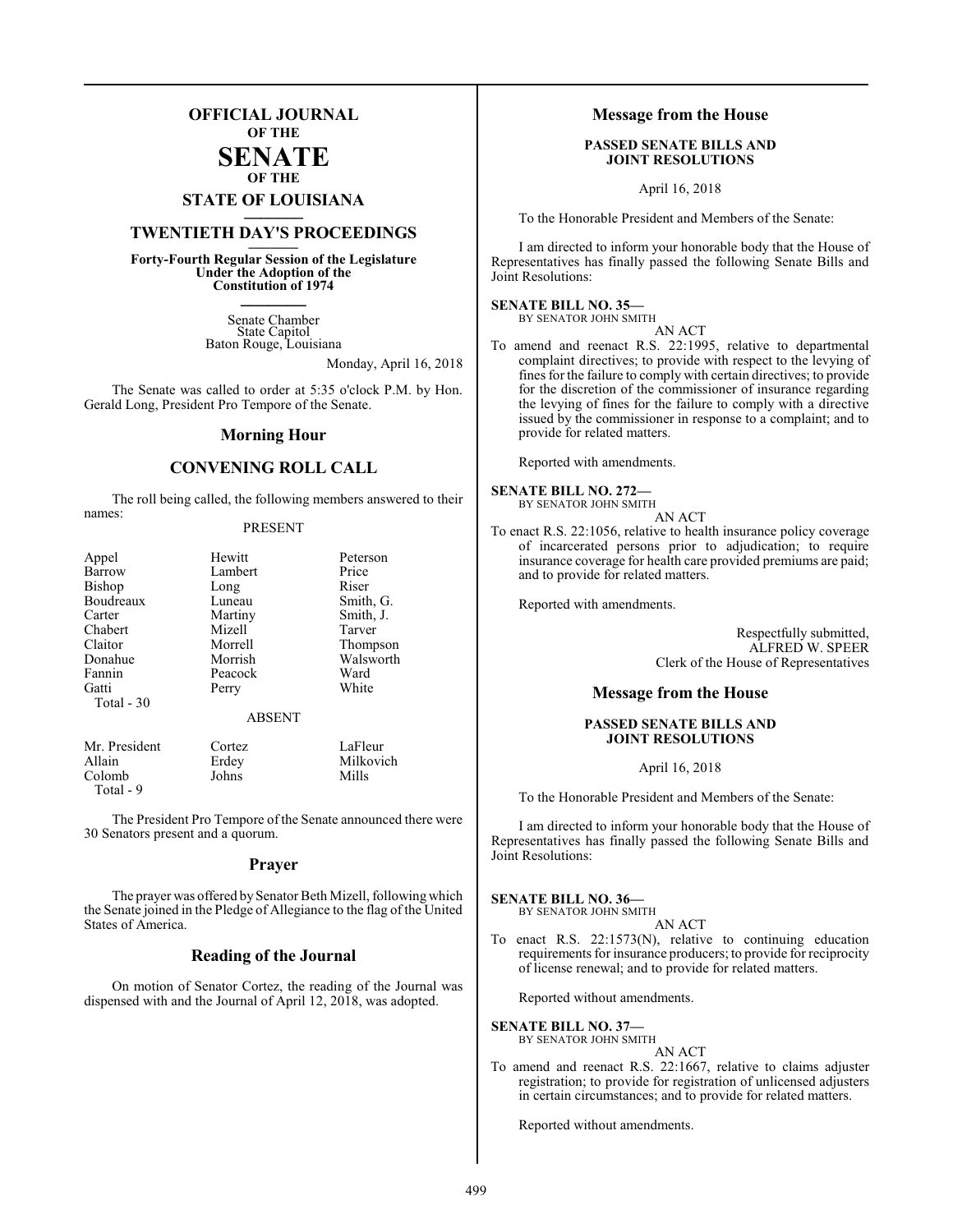# OFFICIAL JOURNAL OF THE SENATE OF THE STATE OF LOUISIANA

## TWENTIETH DAY'S PROCEEDINGS

**Forty-Fourth Regular Session of the Legislature Under the Adoption of the Constitution of 1974**

Senate Chamber
State Capitol
Baton Rouge, Louisiana

Monday, April 16, 2018

The Senate was called to order at 5:35 o'clock P.M. by Hon. Gerald Long, President Pro Tempore of the Senate.

## Morning Hour

## CONVENING ROLL CALL

The roll being called, the following members answered to their names:

PRESENT

| | | |
|---|---|---|
| Appel | Hewitt | Peterson |
| Barrow | Lambert | Price |
| Bishop | Long | Riser |
| Boudreaux | Luneau | Smith, G. |
| Carter | Martiny | Smith, J. |
| Chabert | Mizell | Tarver |
| Claitor | Morrell | Thompson |
| Donahue | Morrish | Walsworth |
| Fannin | Peacock | Ward |
| Gatti | Perry | White |

Total - 30

ABSENT

| | | |
|---|---|---|
| Mr. President | Cortez | LaFleur |
| Allain | Erdey | Milkovich |
| Colomb | Johns | Mills |

Total - 9

The President Pro Tempore of the Senate announced there were 30 Senators present and a quorum.

## Prayer

The prayer was offered by Senator Beth Mizell, following which the Senate joined in the Pledge of Allegiance to the flag of the United States of America.

## Reading of the Journal

On motion of Senator Cortez, the reading of the Journal was dispensed with and the Journal of April 12, 2018, was adopted.

## Message from the House

**PASSED SENATE BILLS AND JOINT RESOLUTIONS**

April 16, 2018

To the Honorable President and Members of the Senate:

I am directed to inform your honorable body that the House of Representatives has finally passed the following Senate Bills and Joint Resolutions:

**SENATE BILL NO. 35—**
BY SENATOR JOHN SMITH

AN ACT

To amend and reenact R.S. 22:1995, relative to departmental complaint directives; to provide with respect to the levying of fines for the failure to comply with certain directives; to provide for the discretion of the commissioner of insurance regarding the levying of fines for the failure to comply with a directive issued by the commissioner in response to a complaint; and to provide for related matters.

Reported with amendments.

**SENATE BILL NO. 272—**
BY SENATOR JOHN SMITH

AN ACT

To enact R.S. 22:1056, relative to health insurance policy coverage of incarcerated persons prior to adjudication; to require insurance coverage for health care provided premiums are paid; and to provide for related matters.

Reported with amendments.

Respectfully submitted,
ALFRED W. SPEER
Clerk of the House of Representatives

## Message from the House

**PASSED SENATE BILLS AND JOINT RESOLUTIONS**

April 16, 2018

To the Honorable President and Members of the Senate:

I am directed to inform your honorable body that the House of Representatives has finally passed the following Senate Bills and Joint Resolutions:

**SENATE BILL NO. 36—**
BY SENATOR JOHN SMITH

AN ACT

To enact R.S. 22:1573(N), relative to continuing education requirements for insurance producers; to provide for reciprocity of license renewal; and to provide for related matters.

Reported without amendments.

**SENATE BILL NO. 37—**
BY SENATOR JOHN SMITH

AN ACT

To amend and reenact R.S. 22:1667, relative to claims adjuster registration; to provide for registration of unlicensed adjusters in certain circumstances; and to provide for related matters.

Reported without amendments.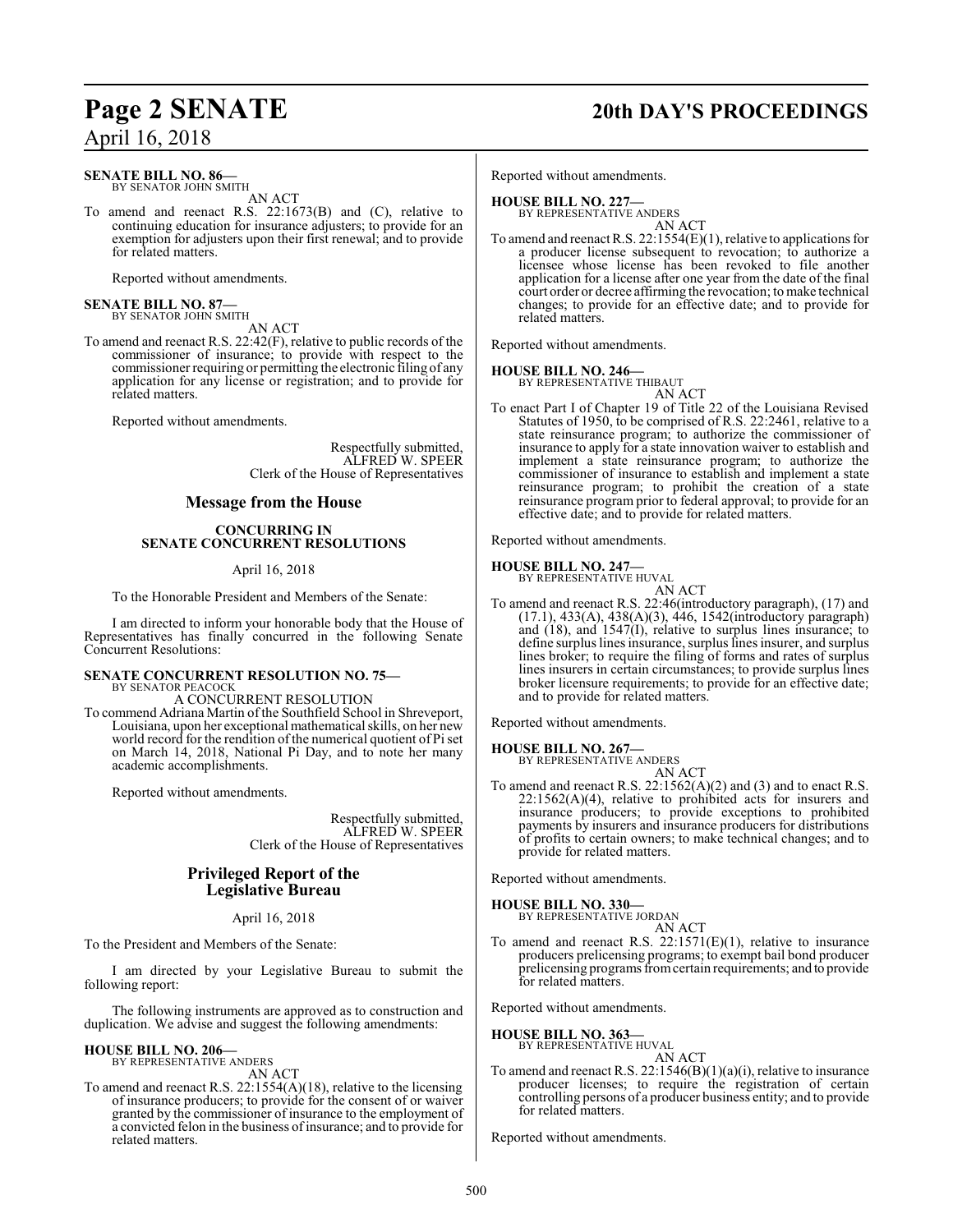**SENATE BILL NO. 86—**
BY SENATOR JOHN SMITH

AN ACT

To amend and reenact R.S. 22:1673(B) and (C), relative to continuing education for insurance adjusters; to provide for an exemption for adjusters upon their first renewal; and to provide for related matters.

Reported without amendments.

**SENATE BILL NO. 87—**
BY SENATOR JOHN SMITH

AN ACT

To amend and reenact R.S. 22:42(F), relative to public records of the commissioner of insurance; to provide with respect to the commissioner requiring or permitting the electronic filing of any application for any license or registration; and to provide for related matters.

Reported without amendments.

Respectfully submitted,
ALFRED W. SPEER
Clerk of the House of Representatives

## Message from the House

### CONCURRING IN SENATE CONCURRENT RESOLUTIONS

April 16, 2018

To the Honorable President and Members of the Senate:

I am directed to inform your honorable body that the House of Representatives has finally concurred in the following Senate Concurrent Resolutions:

**SENATE CONCURRENT RESOLUTION NO. 75—**
BY SENATOR PEACOCK

A CONCURRENT RESOLUTION

To commend Adriana Martin of the Southfield School in Shreveport, Louisiana, upon her exceptional mathematical skills, on her new world record for the rendition of the numerical quotient of Pi set on March 14, 2018, National Pi Day, and to note her many academic accomplishments.

Reported without amendments.

Respectfully submitted,
ALFRED W. SPEER
Clerk of the House of Representatives

## Privileged Report of the Legislative Bureau

April 16, 2018

To the President and Members of the Senate:

I am directed by your Legislative Bureau to submit the following report:

The following instruments are approved as to construction and duplication. We advise and suggest the following amendments:

**HOUSE BILL NO. 206—**
BY REPRESENTATIVE ANDERS

AN ACT

To amend and reenact R.S. 22:1554(A)(18), relative to the licensing of insurance producers; to provide for the consent of or waiver granted by the commissioner of insurance to the employment of a convicted felon in the business of insurance; and to provide for related matters.

Reported without amendments.

**HOUSE BILL NO. 227—**
BY REPRESENTATIVE ANDERS

AN ACT

To amend and reenact R.S. 22:1554(E)(1), relative to applications for a producer license subsequent to revocation; to authorize a licensee whose license has been revoked to file another application for a license after one year from the date of the final court order or decree affirming the revocation; to make technical changes; to provide for an effective date; and to provide for related matters.

Reported without amendments.

**HOUSE BILL NO. 246—**
BY REPRESENTATIVE THIBAUT

AN ACT

To enact Part I of Chapter 19 of Title 22 of the Louisiana Revised Statutes of 1950, to be comprised of R.S. 22:2461, relative to a state reinsurance program; to authorize the commissioner of insurance to apply for a state innovation waiver to establish and implement a state reinsurance program; to authorize the commissioner of insurance to establish and implement a state reinsurance program; to prohibit the creation of a state reinsurance program prior to federal approval; to provide for an effective date; and to provide for related matters.

Reported without amendments.

**HOUSE BILL NO. 247—**
BY REPRESENTATIVE HUVAL

AN ACT

To amend and reenact R.S. 22:46(introductory paragraph), (17) and (17.1), 433(A), 438(A)(3), 446, 1542(introductory paragraph) and (18), and 1547(I), relative to surplus lines insurance; to define surplus lines insurance, surplus lines insurer, and surplus lines broker; to require the filing of forms and rates of surplus lines insurers in certain circumstances; to provide surplus lines broker licensure requirements; to provide for an effective date; and to provide for related matters.

Reported without amendments.

**HOUSE BILL NO. 267—**
BY REPRESENTATIVE ANDERS

AN ACT

To amend and reenact R.S. 22:1562(A)(2) and (3) and to enact R.S. 22:1562(A)(4), relative to prohibited acts for insurers and insurance producers; to provide exceptions to prohibited payments by insurers and insurance producers for distributions of profits to certain owners; to make technical changes; and to provide for related matters.

Reported without amendments.

**HOUSE BILL NO. 330—**
BY REPRESENTATIVE JORDAN

AN ACT

To amend and reenact R.S. 22:1571(E)(1), relative to insurance producers prelicensing programs; to exempt bail bond producer prelicensing programs from certain requirements; and to provide for related matters.

Reported without amendments.

**HOUSE BILL NO. 363—**
BY REPRESENTATIVE HUVAL

AN ACT

To amend and reenact R.S. 22:1546(B)(1)(a)(i), relative to insurance producer licenses; to require the registration of certain controlling persons of a producer business entity; and to provide for related matters.

Reported without amendments.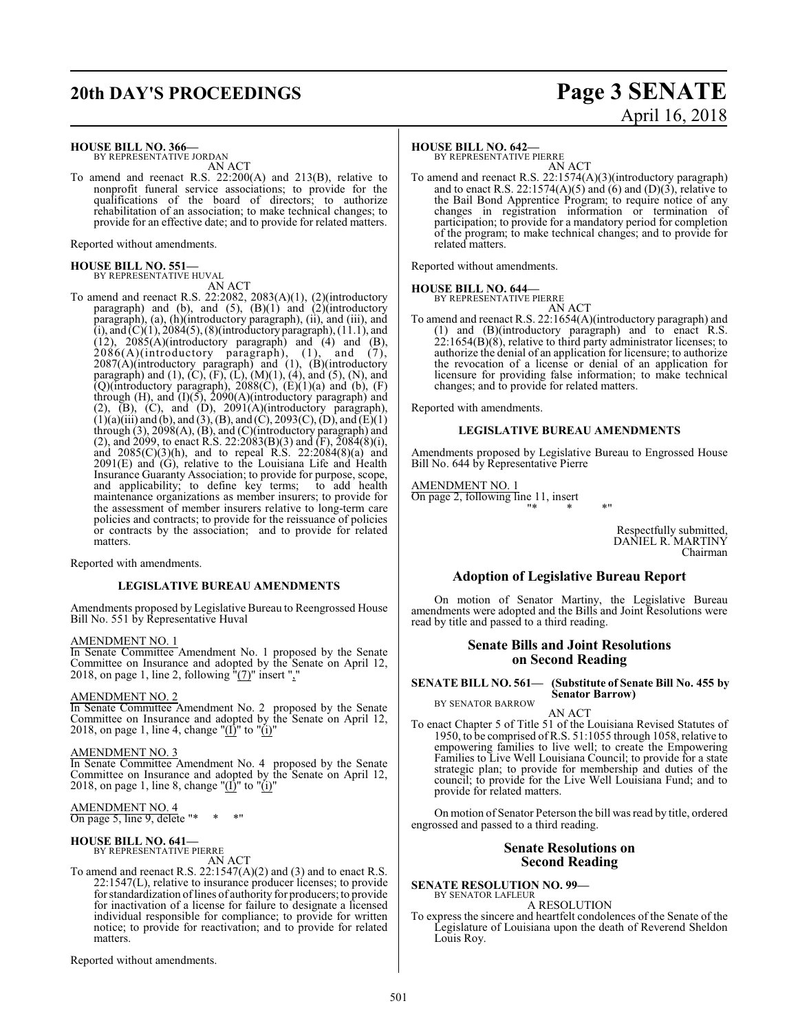**HOUSE BILL NO. 366—**
BY REPRESENTATIVE JORDAN

AN ACT

To amend and reenact R.S. 22:200(A) and 213(B), relative to nonprofit funeral service associations; to provide for the qualifications of the board of directors; to authorize rehabilitation of an association; to make technical changes; to provide for an effective date; and to provide for related matters.

Reported without amendments.

**HOUSE BILL NO. 551—**
BY REPRESENTATIVE HUVAL

AN ACT

To amend and reenact R.S. 22:2082, 2083(A)(1), (2)(introductory paragraph) and (b), and (5), (B)(1) and (2)(introductory paragraph), (a), (h)(introductory paragraph), (ii), and (iii), and (i), and (C)(1), 2084(5), (8)(introductory paragraph), (11.1), and (12), 2085(A)(introductory paragraph) and (4) and (B), 2086(A)(introductory paragraph), (1), and (7), 2087(A)(introductory paragraph) and (1), (B)(introductory paragraph) and (1), (C), (F), (L), (M)(1), (4), and (5), (N), and (Q)(introductory paragraph), 2088(C), (E)(1)(a) and (b), (F) through (H), and (I)(5), 2090(A)(introductory paragraph) and (2), (B), (C), and (D), 2091(A)(introductory paragraph), (1)(a)(iii) and (b), and (3), (B), and (C), 2093(C), (D), and (E)(1) through (3), 2098(A), (B), and (C)(introductory paragraph) and (2), and 2099, to enact R.S. 22:2083(B)(3) and (F), 2084(8)(i), and 2085(C)(3)(h), and to repeal R.S. 22:2084(8)(a) and 2091(E) and (G), relative to the Louisiana Life and Health Insurance Guaranty Association; to provide for purpose, scope, and applicability; to define key terms; to add health maintenance organizations as member insurers; to provide for the assessment of member insurers relative to long-term care policies and contracts; to provide for the reissuance of policies or contracts by the association; and to provide for related matters.

Reported with amendments.

**LEGISLATIVE BUREAU AMENDMENTS**

Amendments proposed by Legislative Bureau to Reengrossed House Bill No. 551 by Representative Huval

AMENDMENT NO. 1
In Senate Committee Amendment No. 1 proposed by the Senate Committee on Insurance and adopted by the Senate on April 12, 2018, on page 1, line 2, following "(7)" insert ","

AMENDMENT NO. 2
In Senate Committee Amendment No. 2 proposed by the Senate Committee on Insurance and adopted by the Senate on April 12, 2018, on page 1, line 4, change "(I)" to "(i)"

AMENDMENT NO. 3
In Senate Committee Amendment No. 4 proposed by the Senate Committee on Insurance and adopted by the Senate on April 12, 2018, on page 1, line 8, change "(I)" to "(i)"

AMENDMENT NO. 4
On page 5, line 9, delete "* * *"

**HOUSE BILL NO. 641—**
BY REPRESENTATIVE PIERRE

AN ACT

To amend and reenact R.S. 22:1547(A)(2) and (3) and to enact R.S. 22:1547(L), relative to insurance producer licenses; to provide for standardization of lines of authority for producers; to provide for inactivation of a license for failure to designate a licensed individual responsible for compliance; to provide for written notice; to provide for reactivation; and to provide for related matters.

Reported without amendments.

**HOUSE BILL NO. 642—**
BY REPRESENTATIVE PIERRE

AN ACT

To amend and reenact R.S. 22:1574(A)(3)(introductory paragraph) and to enact R.S. 22:1574(A)(5) and (6) and (D)(3), relative to the Bail Bond Apprentice Program; to require notice of any changes in registration information or termination of participation; to provide for a mandatory period for completion of the program; to make technical changes; and to provide for related matters.

Reported without amendments.

**HOUSE BILL NO. 644—**
BY REPRESENTATIVE PIERRE

AN ACT

To amend and reenact R.S. 22:1654(A)(introductory paragraph) and (1) and (B)(introductory paragraph) and to enact R.S. 22:1654(B)(8), relative to third party administrator licenses; to authorize the denial of an application for licensure; to authorize the revocation of a license or denial of an application for licensure for providing false information; to make technical changes; and to provide for related matters.

Reported with amendments.

**LEGISLATIVE BUREAU AMENDMENTS**

Amendments proposed by Legislative Bureau to Engrossed House Bill No. 644 by Representative Pierre

AMENDMENT NO. 1
On page 2, following line 11, insert
"* * *"

Respectfully submitted,
DANIEL R. MARTINY
Chairman

## Adoption of Legislative Bureau Report

On motion of Senator Martiny, the Legislative Bureau amendments were adopted and the Bills and Joint Resolutions were read by title and passed to a third reading.

## Senate Bills and Joint Resolutions on Second Reading

**SENATE BILL NO. 561— (Substitute of Senate Bill No. 455 by Senator Barrow)**
BY SENATOR BARROW

AN ACT

To enact Chapter 5 of Title 51 of the Louisiana Revised Statutes of 1950, to be comprised of R.S. 51:1055 through 1058, relative to empowering families to live well; to create the Empowering Families to Live Well Louisiana Council; to provide for a state strategic plan; to provide for membership and duties of the council; to provide for the Live Well Louisiana Fund; and to provide for related matters.

On motion of Senator Peterson the bill was read by title, ordered engrossed and passed to a third reading.

## Senate Resolutions on Second Reading

**SENATE RESOLUTION NO. 99—**
BY SENATOR LAFLEUR

A RESOLUTION

To express the sincere and heartfelt condolences of the Senate of the Legislature of Louisiana upon the death of Reverend Sheldon Louis Roy.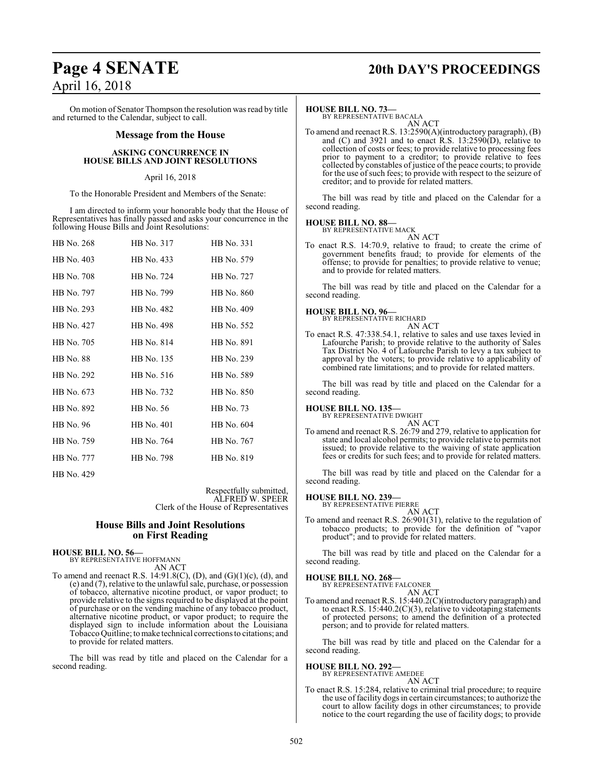On motion of Senator Thompson the resolution was read by title and returned to the Calendar, subject to call.

## Message from the House

### ASKING CONCURRENCE IN HOUSE BILLS AND JOINT RESOLUTIONS

April 16, 2018

To the Honorable President and Members of the Senate:

I am directed to inform your honorable body that the House of Representatives has finally passed and asks your concurrence in the following House Bills and Joint Resolutions:

| | | |
|---|---|---|
| HB No. 268 | HB No. 317 | HB No. 331 |
| HB No. 403 | HB No. 433 | HB No. 579 |
| HB No. 708 | HB No. 724 | HB No. 727 |
| HB No. 797 | HB No. 799 | HB No. 860 |
| HB No. 293 | HB No. 482 | HB No. 409 |
| HB No. 427 | HB No. 498 | HB No. 552 |
| HB No. 705 | HB No. 814 | HB No. 891 |
| HB No. 88 | HB No. 135 | HB No. 239 |
| HB No. 292 | HB No. 516 | HB No. 589 |
| HB No. 673 | HB No. 732 | HB No. 850 |
| HB No. 892 | HB No. 56 | HB No. 73 |
| HB No. 96 | HB No. 401 | HB No. 604 |
| HB No. 759 | HB No. 764 | HB No. 767 |
| HB No. 777 | HB No. 798 | HB No. 819 |
| HB No. 429 | | |

Respectfully submitted,
ALFRED W. SPEER
Clerk of the House of Representatives

## House Bills and Joint Resolutions on First Reading

**HOUSE BILL NO. 56—**
BY REPRESENTATIVE HOFFMANN
AN ACT

To amend and reenact R.S. 14:91.8(C), (D), and (G)(1)(c), (d), and (e) and (7), relative to the unlawful sale, purchase, or possession of tobacco, alternative nicotine product, or vapor product; to provide relative to the signs required to be displayed at the point of purchase or on the vending machine of any tobacco product, alternative nicotine product, or vapor product; to require the displayed sign to include information about the Louisiana Tobacco Quitline; to make technical corrections to citations; and to provide for related matters.

The bill was read by title and placed on the Calendar for a second reading.

**HOUSE BILL NO. 73—**
BY REPRESENTATIVE BACALA
AN ACT

To amend and reenact R.S. 13:2590(A)(introductory paragraph), (B) and (C) and 3921 and to enact R.S. 13:2590(D), relative to collection of costs or fees; to provide relative to processing fees prior to payment to a creditor; to provide relative to fees collected by constables of justice of the peace courts; to provide for the use of such fees; to provide with respect to the seizure of creditor; and to provide for related matters.

The bill was read by title and placed on the Calendar for a second reading.

**HOUSE BILL NO. 88—**
BY REPRESENTATIVE MACK
AN ACT

To enact R.S. 14:70.9, relative to fraud; to create the crime of government benefits fraud; to provide for elements of the offense; to provide for penalties; to provide relative to venue; and to provide for related matters.

The bill was read by title and placed on the Calendar for a second reading.

**HOUSE BILL NO. 96—**
BY REPRESENTATIVE RICHARD
AN ACT

To enact R.S. 47:338.54.1, relative to sales and use taxes levied in Lafourche Parish; to provide relative to the authority of Sales Tax District No. 4 of Lafourche Parish to levy a tax subject to approval by the voters; to provide relative to applicability of combined rate limitations; and to provide for related matters.

The bill was read by title and placed on the Calendar for a second reading.

**HOUSE BILL NO. 135—**
BY REPRESENTATIVE DWIGHT
AN ACT

To amend and reenact R.S. 26:79 and 279, relative to application for state and local alcohol permits; to provide relative to permits not issued; to provide relative to the waiving of state application fees or credits for such fees; and to provide for related matters.

The bill was read by title and placed on the Calendar for a second reading.

**HOUSE BILL NO. 239—**
BY REPRESENTATIVE PIERRE
AN ACT

To amend and reenact R.S. 26:901(31), relative to the regulation of tobacco products; to provide for the definition of "vapor product"; and to provide for related matters.

The bill was read by title and placed on the Calendar for a second reading.

**HOUSE BILL NO. 268—**
BY REPRESENTATIVE FALCONER
AN ACT

To amend and reenact R.S. 15:440.2(C)(introductory paragraph) and to enact R.S. 15:440.2(C)(3), relative to videotaping statements of protected persons; to amend the definition of a protected person; and to provide for related matters.

The bill was read by title and placed on the Calendar for a second reading.

**HOUSE BILL NO. 292—**
BY REPRESENTATIVE AMEDEE
AN ACT

To enact R.S. 15:284, relative to criminal trial procedure; to require the use of facility dogs in certain circumstances; to authorize the court to allow facility dogs in other circumstances; to provide notice to the court regarding the use of facility dogs; to provide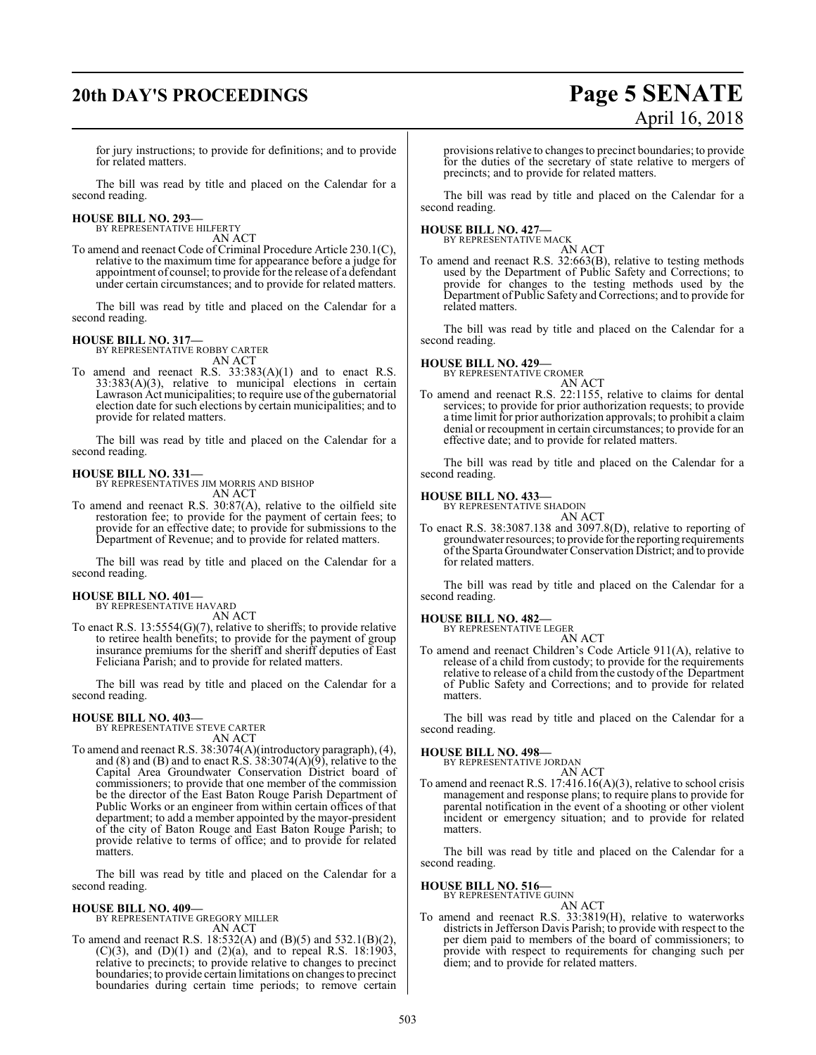for jury instructions; to provide for definitions; and to provide for related matters.

The bill was read by title and placed on the Calendar for a second reading.

**HOUSE BILL NO. 293—**
BY REPRESENTATIVE HILFERTY
AN ACT

To amend and reenact Code of Criminal Procedure Article 230.1(C), relative to the maximum time for appearance before a judge for appointment of counsel; to provide for the release of a defendant under certain circumstances; and to provide for related matters.

The bill was read by title and placed on the Calendar for a second reading.

**HOUSE BILL NO. 317—**
BY REPRESENTATIVE ROBBY CARTER
AN ACT

To amend and reenact R.S. 33:383(A)(1) and to enact R.S. 33:383(A)(3), relative to municipal elections in certain Lawrason Act municipalities; to require use of the gubernatorial election date for such elections by certain municipalities; and to provide for related matters.

The bill was read by title and placed on the Calendar for a second reading.

**HOUSE BILL NO. 331—**
BY REPRESENTATIVES JIM MORRIS AND BISHOP
AN ACT

To amend and reenact R.S. 30:87(A), relative to the oilfield site restoration fee; to provide for the payment of certain fees; to provide for an effective date; to provide for submissions to the Department of Revenue; and to provide for related matters.

The bill was read by title and placed on the Calendar for a second reading.

**HOUSE BILL NO. 401—**
BY REPRESENTATIVE HAVARD
AN ACT

To enact R.S. 13:5554(G)(7), relative to sheriffs; to provide relative to retiree health benefits; to provide for the payment of group insurance premiums for the sheriff and sheriff deputies of East Feliciana Parish; and to provide for related matters.

The bill was read by title and placed on the Calendar for a second reading.

**HOUSE BILL NO. 403—**
BY REPRESENTATIVE STEVE CARTER
AN ACT

To amend and reenact R.S. 38:3074(A)(introductory paragraph), (4), and (8) and (B) and to enact R.S. 38:3074(A)(9), relative to the Capital Area Groundwater Conservation District board of commissioners; to provide that one member of the commission be the director of the East Baton Rouge Parish Department of Public Works or an engineer from within certain offices of that department; to add a member appointed by the mayor-president of the city of Baton Rouge and East Baton Rouge Parish; to provide relative to terms of office; and to provide for related matters.

The bill was read by title and placed on the Calendar for a second reading.

**HOUSE BILL NO. 409—**
BY REPRESENTATIVE GREGORY MILLER
AN ACT

To amend and reenact R.S. 18:532(A) and (B)(5) and 532.1(B)(2), (C)(3), and (D)(1) and (2)(a), and to repeal R.S. 18:1903, relative to precincts; to provide relative to changes to precinct boundaries; to provide certain limitations on changes to precinct boundaries during certain time periods; to remove certain provisions relative to changes to precinct boundaries; to provide for the duties of the secretary of state relative to mergers of precincts; and to provide for related matters.

The bill was read by title and placed on the Calendar for a second reading.

**HOUSE BILL NO. 427—**
BY REPRESENTATIVE MACK
AN ACT

To amend and reenact R.S. 32:663(B), relative to testing methods used by the Department of Public Safety and Corrections; to provide for changes to the testing methods used by the Department of Public Safety and Corrections; and to provide for related matters.

The bill was read by title and placed on the Calendar for a second reading.

**HOUSE BILL NO. 429—**
BY REPRESENTATIVE CROMER
AN ACT

To amend and reenact R.S. 22:1155, relative to claims for dental services; to provide for prior authorization requests; to provide a time limit for prior authorization approvals; to prohibit a claim denial or recoupment in certain circumstances; to provide for an effective date; and to provide for related matters.

The bill was read by title and placed on the Calendar for a second reading.

**HOUSE BILL NO. 433—**
BY REPRESENTATIVE SHADOIN
AN ACT

To enact R.S. 38:3087.138 and 3097.8(D), relative to reporting of groundwater resources; to provide for the reporting requirements of the Sparta Groundwater Conservation District; and to provide for related matters.

The bill was read by title and placed on the Calendar for a second reading.

**HOUSE BILL NO. 482—**
BY REPRESENTATIVE LEGER
AN ACT

To amend and reenact Children's Code Article 911(A), relative to release of a child from custody; to provide for the requirements relative to release of a child from the custody of the Department of Public Safety and Corrections; and to provide for related matters.

The bill was read by title and placed on the Calendar for a second reading.

**HOUSE BILL NO. 498—**
BY REPRESENTATIVE JORDAN
AN ACT

To amend and reenact R.S. 17:416.16(A)(3), relative to school crisis management and response plans; to require plans to provide for parental notification in the event of a shooting or other violent incident or emergency situation; and to provide for related matters.

The bill was read by title and placed on the Calendar for a second reading.

**HOUSE BILL NO. 516—**
BY REPRESENTATIVE GUINN
AN ACT

To amend and reenact R.S. 33:3819(H), relative to waterworks districts in Jefferson Davis Parish; to provide with respect to the per diem paid to members of the board of commissioners; to provide with respect to requirements for changing such per diem; and to provide for related matters.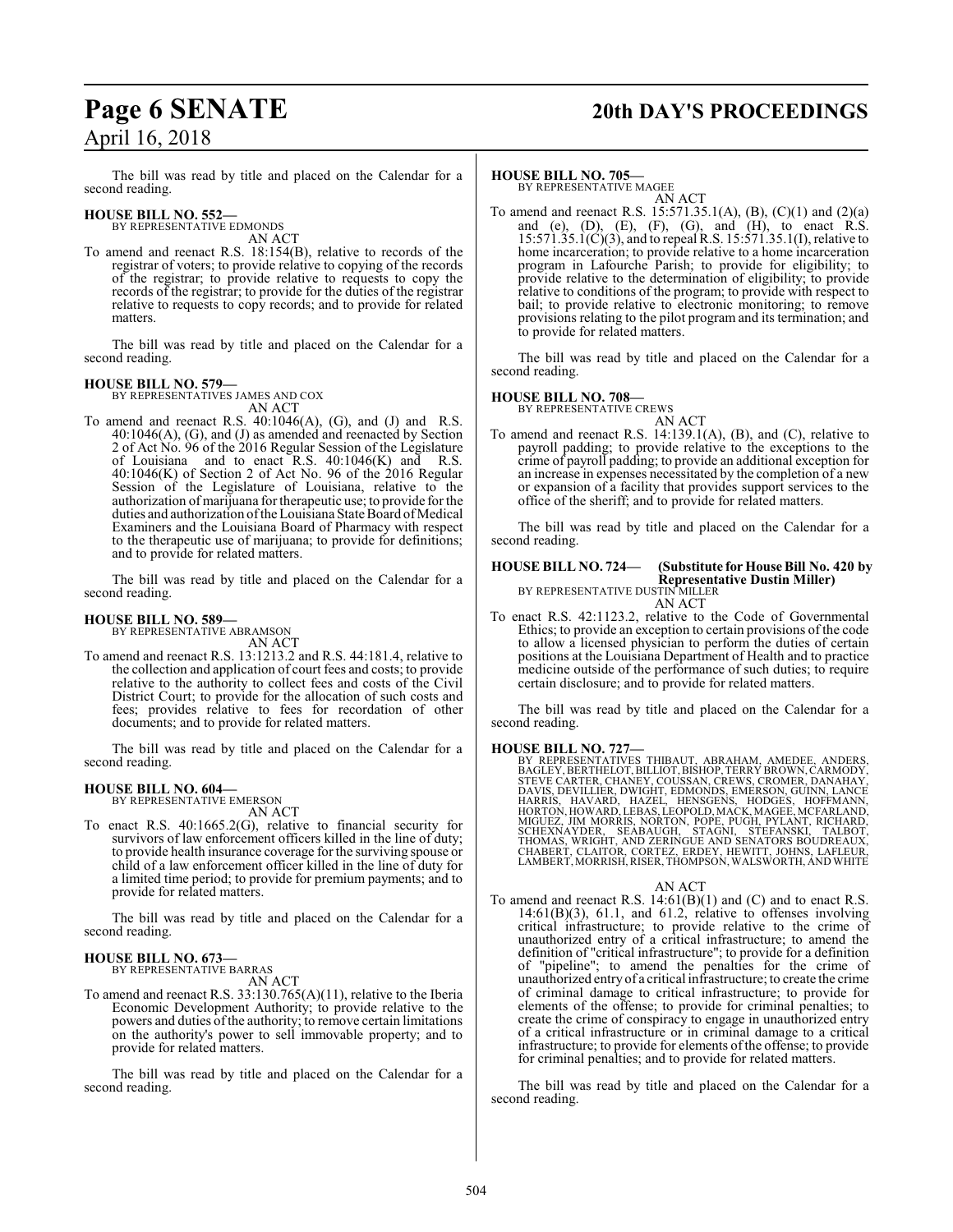The bill was read by title and placed on the Calendar for a second reading.

**HOUSE BILL NO. 552—**
BY REPRESENTATIVE EDMONDS
AN ACT

To amend and reenact R.S. 18:154(B), relative to records of the registrar of voters; to provide relative to copying of the records of the registrar; to provide relative to requests to copy the records of the registrar; to provide for the duties of the registrar relative to requests to copy records; and to provide for related matters.

The bill was read by title and placed on the Calendar for a second reading.

**HOUSE BILL NO. 579—**
BY REPRESENTATIVES JAMES AND COX
AN ACT

To amend and reenact R.S. 40:1046(A), (G), and (J) and R.S. 40:1046(A), (G), and (J) as amended and reenacted by Section 2 of Act No. 96 of the 2016 Regular Session of the Legislature of Louisiana and to enact R.S. 40:1046(K) and R.S. 40:1046(K) of Section 2 of Act No. 96 of the 2016 Regular Session of the Legislature of Louisiana, relative to the authorization of marijuana for therapeutic use; to provide for the duties and authorization of the Louisiana State Board of Medical Examiners and the Louisiana Board of Pharmacy with respect to the therapeutic use of marijuana; to provide for definitions; and to provide for related matters.

The bill was read by title and placed on the Calendar for a second reading.

**HOUSE BILL NO. 589—**
BY REPRESENTATIVE ABRAMSON
AN ACT

To amend and reenact R.S. 13:1213.2 and R.S. 44:181.4, relative to the collection and application of court fees and costs; to provide relative to the authority to collect fees and costs of the Civil District Court; to provide for the allocation of such costs and fees; provides relative to fees for recordation of other documents; and to provide for related matters.

The bill was read by title and placed on the Calendar for a second reading.

**HOUSE BILL NO. 604—**
BY REPRESENTATIVE EMERSON
AN ACT

To enact R.S. 40:1665.2(G), relative to financial security for survivors of law enforcement officers killed in the line of duty; to provide health insurance coverage for the surviving spouse or child of a law enforcement officer killed in the line of duty for a limited time period; to provide for premium payments; and to provide for related matters.

The bill was read by title and placed on the Calendar for a second reading.

**HOUSE BILL NO. 673—**
BY REPRESENTATIVE BARRAS
AN ACT

To amend and reenact R.S. 33:130.765(A)(11), relative to the Iberia Economic Development Authority; to provide relative to the powers and duties of the authority; to remove certain limitations on the authority's power to sell immovable property; and to provide for related matters.

The bill was read by title and placed on the Calendar for a second reading.

**HOUSE BILL NO. 705—**
BY REPRESENTATIVE MAGEE
AN ACT

To amend and reenact R.S. 15:571.35.1(A), (B), (C)(1) and (2)(a) and (e), (D), (E), (F), (G), and (H), to enact R.S. 15:571.35.1(C)(3), and to repeal R.S. 15:571.35.1(I), relative to home incarceration; to provide relative to a home incarceration program in Lafourche Parish; to provide for eligibility; to provide relative to the determination of eligibility; to provide relative to conditions of the program; to provide with respect to bail; to provide relative to electronic monitoring; to remove provisions relating to the pilot program and its termination; and to provide for related matters.

The bill was read by title and placed on the Calendar for a second reading.

**HOUSE BILL NO. 708—**
BY REPRESENTATIVE CREWS
AN ACT

To amend and reenact R.S. 14:139.1(A), (B), and (C), relative to payroll padding; to provide relative to the exceptions to the crime of payroll padding; to provide an additional exception for an increase in expenses necessitated by the completion of a new or expansion of a facility that provides support services to the office of the sheriff; and to provide for related matters.

The bill was read by title and placed on the Calendar for a second reading.

**HOUSE BILL NO. 724— (Substitute for House Bill No. 420 by Representative Dustin Miller)**
BY REPRESENTATIVE DUSTIN MILLER
AN ACT

To enact R.S. 42:1123.2, relative to the Code of Governmental Ethics; to provide an exception to certain provisions of the code to allow a licensed physician to perform the duties of certain positions at the Louisiana Department of Health and to practice medicine outside of the performance of such duties; to require certain disclosure; and to provide for related matters.

The bill was read by title and placed on the Calendar for a second reading.

**HOUSE BILL NO. 727—**
BY REPRESENTATIVES THIBAUT, ABRAHAM, AMEDEE, ANDERS, BAGLEY, BERTHELOT, BILLIOT, BISHOP, TERRY BROWN, CARMODY, STEVE CARTER, CHANEY, COUSSAN, CREWS, CROMER, DANAHAY, DAVIS, DEVILLIER, DWIGHT, EDMONDS, EMERSON, GUINN, LANCE HARRIS, HAVARD, HAZEL, HENSGENS, HODGES, HOFFMANN, HORTON, HOWARD, LEBAS, LEOPOLD, MACK, MAGEE, MCFARLAND, MIGUEZ, JIM MORRIS, NORTON, POPE, PUGH, PYLANT, RICHARD, SCHEXNAYDER, SEABAUGH, STAGNI, STEFANSKI, TALBOT, THOMAS, WRIGHT, AND ZERINGUE AND SENATORS BOUDREAUX, CHABERT, CLAITOR, CORTEZ, ERDEY, HEWITT, JOHNS, LAFLEUR, LAMBERT, MORRISH, RISER, THOMPSON, WALSWORTH, AND WHITE
AN ACT

To amend and reenact R.S. 14:61(B)(1) and (C) and to enact R.S. 14:61(B)(3), 61.1, and 61.2, relative to offenses involving critical infrastructure; to provide relative to the crime of unauthorized entry of a critical infrastructure; to amend the definition of "critical infrastructure"; to provide for a definition of "pipeline"; to amend the penalties for the crime of unauthorized entry of a critical infrastructure; to create the crime of criminal damage to critical infrastructure; to provide for elements of the offense; to provide for criminal penalties; to create the crime of conspiracy to engage in unauthorized entry of a critical infrastructure or in criminal damage to a critical infrastructure; to provide for elements of the offense; to provide for criminal penalties; and to provide for related matters.

The bill was read by title and placed on the Calendar for a second reading.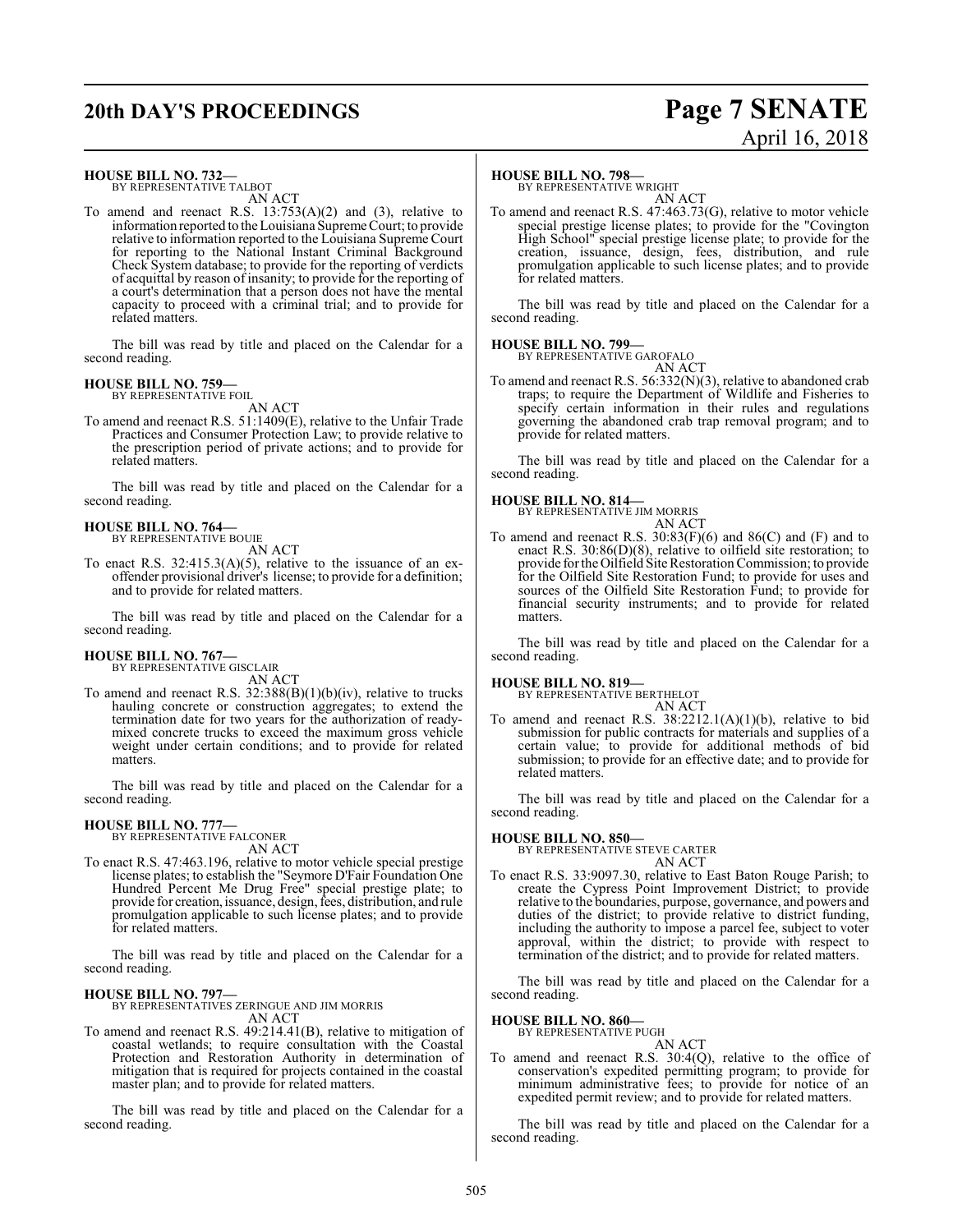**HOUSE BILL NO. 732—**
BY REPRESENTATIVE TALBOT

AN ACT

To amend and reenact R.S. 13:753(A)(2) and (3), relative to information reported to the Louisiana Supreme Court; to provide relative to information reported to the Louisiana Supreme Court for reporting to the National Instant Criminal Background Check System database; to provide for the reporting of verdicts of acquittal by reason of insanity; to provide for the reporting of a court's determination that a person does not have the mental capacity to proceed with a criminal trial; and to provide for related matters.

The bill was read by title and placed on the Calendar for a second reading.

**HOUSE BILL NO. 759—**
BY REPRESENTATIVE FOIL

AN ACT

To amend and reenact R.S. 51:1409(E), relative to the Unfair Trade Practices and Consumer Protection Law; to provide relative to the prescription period of private actions; and to provide for related matters.

The bill was read by title and placed on the Calendar for a second reading.

**HOUSE BILL NO. 764—**
BY REPRESENTATIVE BOUIE

AN ACT

To enact R.S. 32:415.3(A)(5), relative to the issuance of an ex-offender provisional driver's license; to provide for a definition; and to provide for related matters.

The bill was read by title and placed on the Calendar for a second reading.

**HOUSE BILL NO. 767—**
BY REPRESENTATIVE GISCLAIR

AN ACT

To amend and reenact R.S. 32:388(B)(1)(b)(iv), relative to trucks hauling concrete or construction aggregates; to extend the termination date for two years for the authorization of ready-mixed concrete trucks to exceed the maximum gross vehicle weight under certain conditions; and to provide for related matters.

The bill was read by title and placed on the Calendar for a second reading.

**HOUSE BILL NO. 777—**
BY REPRESENTATIVE FALCONER

AN ACT

To enact R.S. 47:463.196, relative to motor vehicle special prestige license plates; to establish the "Seymore D'Fair Foundation One Hundred Percent Me Drug Free" special prestige plate; to provide for creation, issuance, design, fees, distribution, and rule promulgation applicable to such license plates; and to provide for related matters.

The bill was read by title and placed on the Calendar for a second reading.

**HOUSE BILL NO. 797—**
BY REPRESENTATIVES ZERINGUE AND JIM MORRIS

AN ACT

To amend and reenact R.S. 49:214.41(B), relative to mitigation of coastal wetlands; to require consultation with the Coastal Protection and Restoration Authority in determination of mitigation that is required for projects contained in the coastal master plan; and to provide for related matters.

The bill was read by title and placed on the Calendar for a second reading.

**HOUSE BILL NO. 798—**
BY REPRESENTATIVE WRIGHT

AN ACT

To amend and reenact R.S. 47:463.73(G), relative to motor vehicle special prestige license plates; to provide for the "Covington High School" special prestige license plate; to provide for the creation, issuance, design, fees, distribution, and rule promulgation applicable to such license plates; and to provide for related matters.

The bill was read by title and placed on the Calendar for a second reading.

**HOUSE BILL NO. 799—**
BY REPRESENTATIVE GAROFALO

AN ACT

To amend and reenact R.S. 56:332(N)(3), relative to abandoned crab traps; to require the Department of Wildlife and Fisheries to specify certain information in their rules and regulations governing the abandoned crab trap removal program; and to provide for related matters.

The bill was read by title and placed on the Calendar for a second reading.

**HOUSE BILL NO. 814—**
BY REPRESENTATIVE JIM MORRIS

AN ACT

To amend and reenact R.S. 30:83(F)(6) and 86(C) and (F) and to enact R.S. 30:86(D)(8), relative to oilfield site restoration; to provide for the Oilfield Site Restoration Commission; to provide for the Oilfield Site Restoration Fund; to provide for uses and sources of the Oilfield Site Restoration Fund; to provide for financial security instruments; and to provide for related matters.

The bill was read by title and placed on the Calendar for a second reading.

**HOUSE BILL NO. 819—**
BY REPRESENTATIVE BERTHELOT

AN ACT

To amend and reenact R.S. 38:2212.1(A)(1)(b), relative to bid submission for public contracts for materials and supplies of a certain value; to provide for additional methods of bid submission; to provide for an effective date; and to provide for related matters.

The bill was read by title and placed on the Calendar for a second reading.

**HOUSE BILL NO. 850—**
BY REPRESENTATIVE STEVE CARTER

AN ACT

To enact R.S. 33:9097.30, relative to East Baton Rouge Parish; to create the Cypress Point Improvement District; to provide relative to the boundaries, purpose, governance, and powers and duties of the district; to provide relative to district funding, including the authority to impose a parcel fee, subject to voter approval, within the district; to provide with respect to termination of the district; and to provide for related matters.

The bill was read by title and placed on the Calendar for a second reading.

**HOUSE BILL NO. 860—**
BY REPRESENTATIVE PUGH

AN ACT

To amend and reenact R.S. 30:4(Q), relative to the office of conservation's expedited permitting program; to provide for minimum administrative fees; to provide for notice of an expedited permit review; and to provide for related matters.

The bill was read by title and placed on the Calendar for a second reading.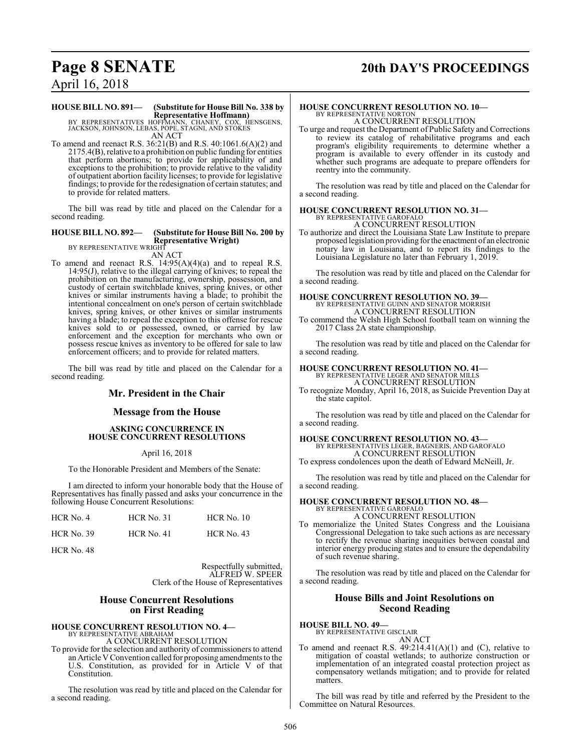**HOUSE BILL NO. 891— (Substitute for House Bill No. 338 by Representative Hoffmann)**
BY REPRESENTATIVES HOFFMANN, CHANEY, COX, HENSGENS, JACKSON, JOHNSON, LEBAS, POPE, STAGNI, AND STOKES

AN ACT

To amend and reenact R.S. 36:21(B) and R.S. 40:1061.6(A)(2) and 2175.4(B), relative to a prohibition on public funding for entities that perform abortions; to provide for applicability of and exceptions to the prohibition; to provide relative to the validity of outpatient abortion facility licenses; to provide for legislative findings; to provide for the redesignation of certain statutes; and to provide for related matters.

The bill was read by title and placed on the Calendar for a second reading.

**HOUSE BILL NO. 892— (Substitute for House Bill No. 200 by Representative Wright)**
BY REPRESENTATIVE WRIGHT

AN ACT

To amend and reenact R.S. 14:95(A)(4)(a) and to repeal R.S. 14:95(J), relative to the illegal carrying of knives; to repeal the prohibition on the manufacturing, ownership, possession, and custody of certain switchblade knives, spring knives, or other knives or similar instruments having a blade; to prohibit the intentional concealment on one's person of certain switchblade knives, spring knives, or other knives or similar instruments having a blade; to repeal the exception to this offense for rescue knives sold to or possessed, owned, or carried by law enforcement and the exception for merchants who own or possess rescue knives as inventory to be offered for sale to law enforcement officers; and to provide for related matters.

The bill was read by title and placed on the Calendar for a second reading.

## Mr. President in the Chair

## Message from the House

**ASKING CONCURRENCE IN HOUSE CONCURRENT RESOLUTIONS**

April 16, 2018

To the Honorable President and Members of the Senate:

I am directed to inform your honorable body that the House of Representatives has finally passed and asks your concurrence in the following House Concurrent Resolutions:

| | | |
|---|---|---|
| HCR No. 4 | HCR No. 31 | HCR No. 10 |
| HCR No. 39 | HCR No. 41 | HCR No. 43 |
| HCR No. 48 | | |

Respectfully submitted,
ALFRED W. SPEER
Clerk of the House of Representatives

## House Concurrent Resolutions on First Reading

**HOUSE CONCURRENT RESOLUTION NO. 4—**
BY REPRESENTATIVE ABRAHAM

A CONCURRENT RESOLUTION

To provide for the selection and authority of commissioners to attend an Article V Convention called for proposing amendments to the U.S. Constitution, as provided for in Article V of that Constitution.

The resolution was read by title and placed on the Calendar for a second reading.

**HOUSE CONCURRENT RESOLUTION NO. 10—**
BY REPRESENTATIVE NORTON

A CONCURRENT RESOLUTION

To urge and request the Department of Public Safety and Corrections to review its catalog of rehabilitative programs and each program's eligibility requirements to determine whether a program is available to every offender in its custody and whether such programs are adequate to prepare offenders for reentry into the community.

The resolution was read by title and placed on the Calendar for a second reading.

**HOUSE CONCURRENT RESOLUTION NO. 31—**
BY REPRESENTATIVE GAROFALO

A CONCURRENT RESOLUTION

To authorize and direct the Louisiana State Law Institute to prepare proposed legislation providing for the enactment of an electronic notary law in Louisiana, and to report its findings to the Louisiana Legislature no later than February 1, 2019.

The resolution was read by title and placed on the Calendar for a second reading.

**HOUSE CONCURRENT RESOLUTION NO. 39—**
BY REPRESENTATIVE GUINN AND SENATOR MORRISH

A CONCURRENT RESOLUTION

To commend the Welsh High School football team on winning the 2017 Class 2A state championship.

The resolution was read by title and placed on the Calendar for a second reading.

**HOUSE CONCURRENT RESOLUTION NO. 41—**
BY REPRESENTATIVE LEGER AND SENATOR MILLS

A CONCURRENT RESOLUTION

To recognize Monday, April 16, 2018, as Suicide Prevention Day at the state capitol.

The resolution was read by title and placed on the Calendar for a second reading.

**HOUSE CONCURRENT RESOLUTION NO. 43—**
BY REPRESENTATIVES LEGER, BAGNERIS, AND GAROFALO

A CONCURRENT RESOLUTION

To express condolences upon the death of Edward McNeill, Jr.

The resolution was read by title and placed on the Calendar for a second reading.

**HOUSE CONCURRENT RESOLUTION NO. 48—**
BY REPRESENTATIVE GAROFALO

A CONCURRENT RESOLUTION

To memorialize the United States Congress and the Louisiana Congressional Delegation to take such actions as are necessary to rectify the revenue sharing inequities between coastal and interior energy producing states and to ensure the dependability of such revenue sharing.

The resolution was read by title and placed on the Calendar for a second reading.

## House Bills and Joint Resolutions on Second Reading

**HOUSE BILL NO. 49—**
BY REPRESENTATIVE GISCLAIR

AN ACT

To amend and reenact R.S. 49:214.41(A)(1) and (C), relative to mitigation of coastal wetlands; to authorize construction or implementation of an integrated coastal protection project as compensatory wetlands mitigation; and to provide for related matters.

The bill was read by title and referred by the President to the Committee on Natural Resources.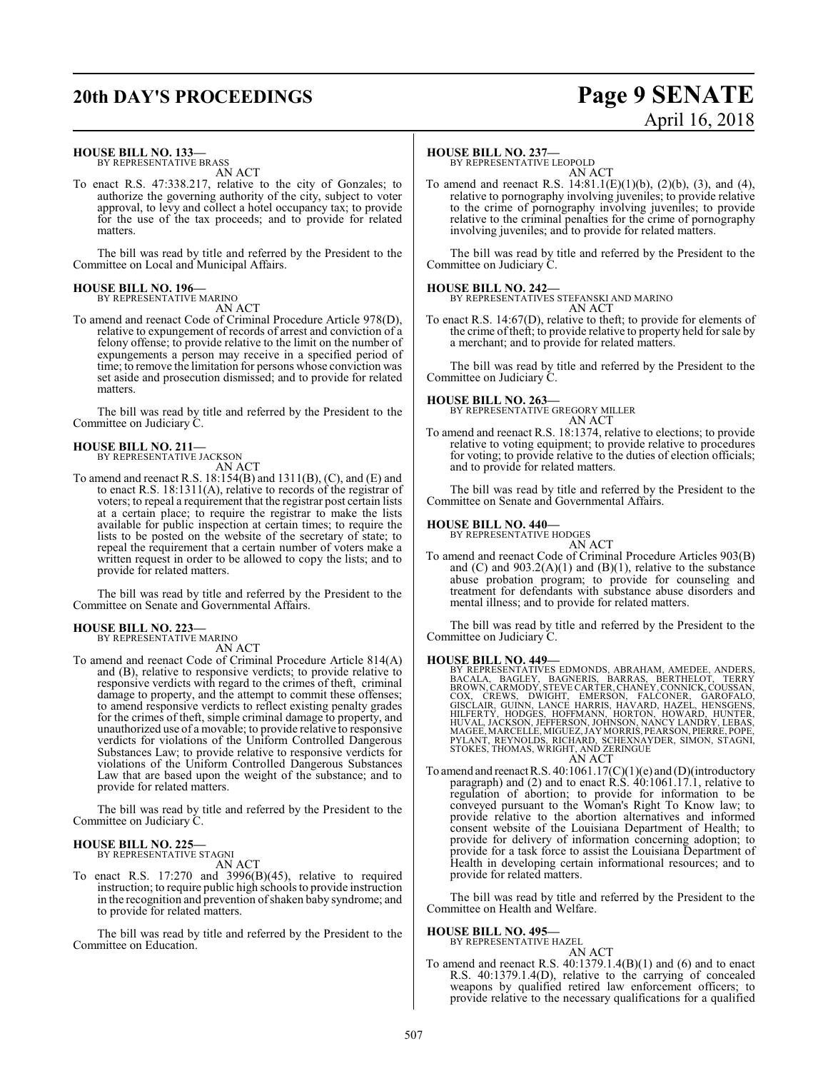**HOUSE BILL NO. 133—**
BY REPRESENTATIVE BRASS

AN ACT

To enact R.S. 47:338.217, relative to the city of Gonzales; to authorize the governing authority of the city, subject to voter approval, to levy and collect a hotel occupancy tax; to provide for the use of the tax proceeds; and to provide for related matters.

The bill was read by title and referred by the President to the Committee on Local and Municipal Affairs.

**HOUSE BILL NO. 196—**
BY REPRESENTATIVE MARINO

AN ACT

To amend and reenact Code of Criminal Procedure Article 978(D), relative to expungement of records of arrest and conviction of a felony offense; to provide relative to the limit on the number of expungements a person may receive in a specified period of time; to remove the limitation for persons whose conviction was set aside and prosecution dismissed; and to provide for related matters.

The bill was read by title and referred by the President to the Committee on Judiciary C.

**HOUSE BILL NO. 211—**
BY REPRESENTATIVE JACKSON

AN ACT

To amend and reenact R.S. 18:154(B) and 1311(B), (C), and (E) and to enact R.S. 18:1311(A), relative to records of the registrar of voters; to repeal a requirement that the registrar post certain lists at a certain place; to require the registrar to make the lists available for public inspection at certain times; to require the lists to be posted on the website of the secretary of state; to repeal the requirement that a certain number of voters make a written request in order to be allowed to copy the lists; and to provide for related matters.

The bill was read by title and referred by the President to the Committee on Senate and Governmental Affairs.

**HOUSE BILL NO. 223—**
BY REPRESENTATIVE MARINO

AN ACT

To amend and reenact Code of Criminal Procedure Article 814(A) and (B), relative to responsive verdicts; to provide relative to responsive verdicts with regard to the crimes of theft, criminal damage to property, and the attempt to commit these offenses; to amend responsive verdicts to reflect existing penalty grades for the crimes of theft, simple criminal damage to property, and unauthorized use of a movable; to provide relative to responsive verdicts for violations of the Uniform Controlled Dangerous Substances Law; to provide relative to responsive verdicts for violations of the Uniform Controlled Dangerous Substances Law that are based upon the weight of the substance; and to provide for related matters.

The bill was read by title and referred by the President to the Committee on Judiciary C.

**HOUSE BILL NO. 225—**
BY REPRESENTATIVE STAGNI

AN ACT

To enact R.S. 17:270 and 3996(B)(45), relative to required instruction; to require public high schools to provide instruction in the recognition and prevention of shaken baby syndrome; and to provide for related matters.

The bill was read by title and referred by the President to the Committee on Education.

**HOUSE BILL NO. 237—**
BY REPRESENTATIVE LEOPOLD

AN ACT

To amend and reenact R.S. 14:81.1(E)(1)(b), (2)(b), (3), and (4), relative to pornography involving juveniles; to provide relative to the crime of pornography involving juveniles; to provide relative to the criminal penalties for the crime of pornography involving juveniles; and to provide for related matters.

The bill was read by title and referred by the President to the Committee on Judiciary C.

**HOUSE BILL NO. 242—**
BY REPRESENTATIVES STEFANSKI AND MARINO

AN ACT

To enact R.S. 14:67(D), relative to theft; to provide for elements of the crime of theft; to provide relative to property held for sale by a merchant; and to provide for related matters.

The bill was read by title and referred by the President to the Committee on Judiciary C.

**HOUSE BILL NO. 263—**
BY REPRESENTATIVE GREGORY MILLER

AN ACT

To amend and reenact R.S. 18:1374, relative to elections; to provide relative to voting equipment; to provide relative to procedures for voting; to provide relative to the duties of election officials; and to provide for related matters.

The bill was read by title and referred by the President to the Committee on Senate and Governmental Affairs.

**HOUSE BILL NO. 440—**
BY REPRESENTATIVE HODGES

AN ACT

To amend and reenact Code of Criminal Procedure Articles 903(B) and (C) and 903.2(A)(1) and (B)(1), relative to the substance abuse probation program; to provide for counseling and treatment for defendants with substance abuse disorders and mental illness; and to provide for related matters.

The bill was read by title and referred by the President to the Committee on Judiciary C.

**HOUSE BILL NO. 449—**
BY REPRESENTATIVES EDMONDS, ABRAHAM, AMEDEE, ANDERS, BACALA, BAGLEY, BAGNERIS, BARRAS, BERTHELOT, TERRY BROWN, CARMODY, STEVE CARTER, CHANEY, CONNICK, COUSSAN, COX, CREWS, DWIGHT, EMERSON, FALCONER, GAROFALO, GISCLAIR, GUINN, LANCE HARRIS, HAVARD, HAZEL, HENSGENS, HILFERTY, HODGES, HOFFMANN, HORTON, HOWARD, HUNTER, HUVAL, JACKSON, JEFFERSON, JOHNSON, NANCY LANDRY, LEBAS, MAGEE, MARCELLE, MIGUEZ, JAY MORRIS, PEARSON, PIERRE, POPE, PYLANT, REYNOLDS, RICHARD, SCHEXNAYDER, SIMON, STAGNI, STOKES, THOMAS, WRIGHT, AND ZERINGUE

AN ACT

To amend and reenact R.S. 40:1061.17(C)(1)(e) and (D)(introductory paragraph) and (2) and to enact R.S. 40:1061.17.1, relative to regulation of abortion; to provide for information to be conveyed pursuant to the Woman's Right To Know law; to provide relative to the abortion alternatives and informed consent website of the Louisiana Department of Health; to provide for delivery of information concerning adoption; to provide for a task force to assist the Louisiana Department of Health in developing certain informational resources; and to provide for related matters.

The bill was read by title and referred by the President to the Committee on Health and Welfare.

**HOUSE BILL NO. 495—**
BY REPRESENTATIVE HAZEL

AN ACT

To amend and reenact R.S. 40:1379.1.4(B)(1) and (6) and to enact R.S. 40:1379.1.4(D), relative to the carrying of concealed weapons by qualified retired law enforcement officers; to provide relative to the necessary qualifications for a qualified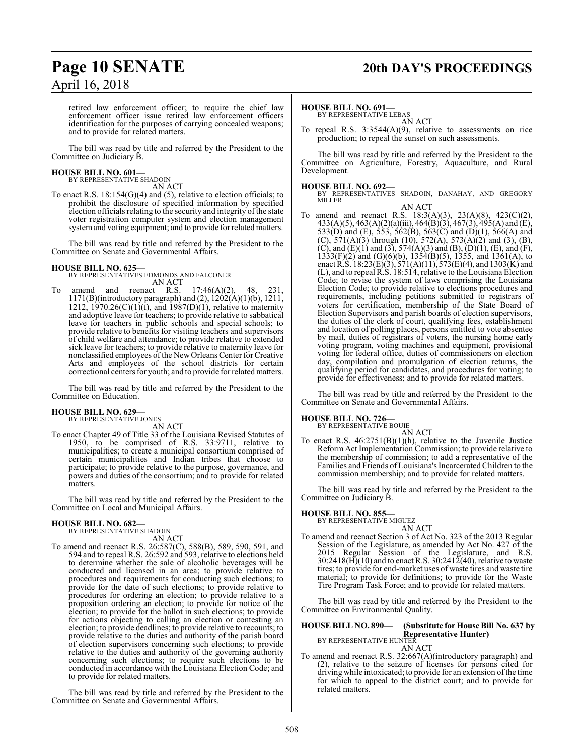retired law enforcement officer; to require the chief law enforcement officer issue retired law enforcement officers identification for the purposes of carrying concealed weapons; and to provide for related matters.

The bill was read by title and referred by the President to the Committee on Judiciary B.

**HOUSE BILL NO. 601—**
BY REPRESENTATIVE SHADOIN
AN ACT

To enact R.S. 18:154(G)(4) and (5), relative to election officials; to prohibit the disclosure of specified information by specified election officials relating to the security and integrity of the state voter registration computer system and election management system and voting equipment; and to provide for related matters.

The bill was read by title and referred by the President to the Committee on Senate and Governmental Affairs.

**HOUSE BILL NO. 625—**
BY REPRESENTATIVES EDMONDS AND FALCONER
AN ACT

To amend and reenact R.S. 17:46(A)(2), 48, 231, 1171(B)(introductory paragraph) and (2), 1202(A)(1)(b), 1211, 1212, 1970.26(C)(1)(f), and 1987(D)(1), relative to maternity and adoptive leave for teachers; to provide relative to sabbatical leave for teachers in public schools and special schools; to provide relative to benefits for visiting teachers and supervisors of child welfare and attendance; to provide relative to extended sick leave for teachers; to provide relative to maternity leave for nonclassified employees of the New Orleans Center for Creative Arts and employees of the school districts for certain correctional centers for youth; and to provide for related matters.

The bill was read by title and referred by the President to the Committee on Education.

**HOUSE BILL NO. 629—**
BY REPRESENTATIVE JONES
AN ACT

To enact Chapter 49 of Title 33 of the Louisiana Revised Statutes of 1950, to be comprised of R.S. 33:9711, relative to municipalities; to create a municipal consortium comprised of certain municipalities and Indian tribes that choose to participate; to provide relative to the purpose, governance, and powers and duties of the consortium; and to provide for related matters.

The bill was read by title and referred by the President to the Committee on Local and Municipal Affairs.

**HOUSE BILL NO. 682—**
BY REPRESENTATIVE SHADOIN
AN ACT

To amend and reenact R.S. 26:587(C), 588(B), 589, 590, 591, and 594 and to repeal R.S. 26:592 and 593, relative to elections held to determine whether the sale of alcoholic beverages will be conducted and licensed in an area; to provide relative to procedures and requirements for conducting such elections; to provide for the date of such elections; to provide relative to procedures for ordering an election; to provide relative to a proposition ordering an election; to provide for notice of the election; to provide for the ballot in such elections; to provide for actions objecting to calling an election or contesting an election; to provide deadlines; to provide relative to recounts; to provide relative to the duties and authority of the parish board of election supervisors concerning such elections; to provide relative to the duties and authority of the governing authority concerning such elections; to require such elections to be conducted in accordance with the Louisiana Election Code; and to provide for related matters.

The bill was read by title and referred by the President to the Committee on Senate and Governmental Affairs.

**HOUSE BILL NO. 691—**
BY REPRESENTATIVE LEBAS
AN ACT

To repeal R.S. 3:3544(A)(9), relative to assessments on rice production; to repeal the sunset on such assessments.

The bill was read by title and referred by the President to the Committee on Agriculture, Forestry, Aquaculture, and Rural Development.

**HOUSE BILL NO. 692—**
BY REPRESENTATIVES SHADOIN, DANAHAY, AND GREGORY MILLER
AN ACT

To amend and reenact R.S. 18:3(A)(3), 23(A)(8), 423(C)(2), 433(A)(5), 463(A)(2)(a)(iii), 464(B)(3), 467(3), 495(A) and (E), 533(D) and (E), 553, 562(B), 563(C) and (D)(1), 566(A) and (C), 571(A)(3) through (10), 572(A), 573(A)(2) and (3), (B), (C), and (E)(1) and (3), 574(A)(3) and (B), (D)(1), (E), and (F), 1333(F)(2) and (G)(6)(b), 1354(B)(5), 1355, and 1361(A), to enact R.S. 18:23(E)(3), 571(A)(11), 573(E)(4), and 1303(K) and (L), and to repeal R.S. 18:514, relative to the Louisiana Election Code; to revise the system of laws comprising the Louisiana Election Code; to provide relative to elections procedures and requirements, including petitions submitted to registrars of voters for certification, membership of the State Board of Election Supervisors and parish boards of election supervisors, the duties of the clerk of court, qualifying fees, establishment and location of polling places, persons entitled to vote absentee by mail, duties of registrars of voters, the nursing home early voting program, voting machines and equipment, provisional voting for federal office, duties of commissioners on election day, compilation and promulgation of election returns, the qualifying period for candidates, and procedures for voting; to provide for effectiveness; and to provide for related matters.

The bill was read by title and referred by the President to the Committee on Senate and Governmental Affairs.

**HOUSE BILL NO. 726—**
BY REPRESENTATIVE BOUIE
AN ACT

To enact R.S. 46:2751(B)(1)(h), relative to the Juvenile Justice Reform Act Implementation Commission; to provide relative to the membership of commission; to add a representative of the Families and Friends of Louisiana's Incarcerated Children to the commission membership; and to provide for related matters.

The bill was read by title and referred by the President to the Committee on Judiciary B.

**HOUSE BILL NO. 855—**
BY REPRESENTATIVE MIGUEZ
AN ACT

To amend and reenact Section 3 of Act No. 323 of the 2013 Regular Session of the Legislature, as amended by Act No. 427 of the 2015 Regular Session of the Legislature, and R.S. 30:2418(H)(10) and to enact R.S. 30:2412(40), relative to waste tires; to provide for end-market uses of waste tires and waste tire material; to provide for definitions; to provide for the Waste Tire Program Task Force; and to provide for related matters.

The bill was read by title and referred by the President to the Committee on Environmental Quality.

**HOUSE BILL NO. 890— (Substitute for House Bill No. 637 by Representative Hunter)**
BY REPRESENTATIVE HUNTER
AN ACT

To amend and reenact R.S. 32:667(A)(introductory paragraph) and (2), relative to the seizure of licenses for persons cited for driving while intoxicated; to provide for an extension of the time for which to appeal to the district court; and to provide for related matters.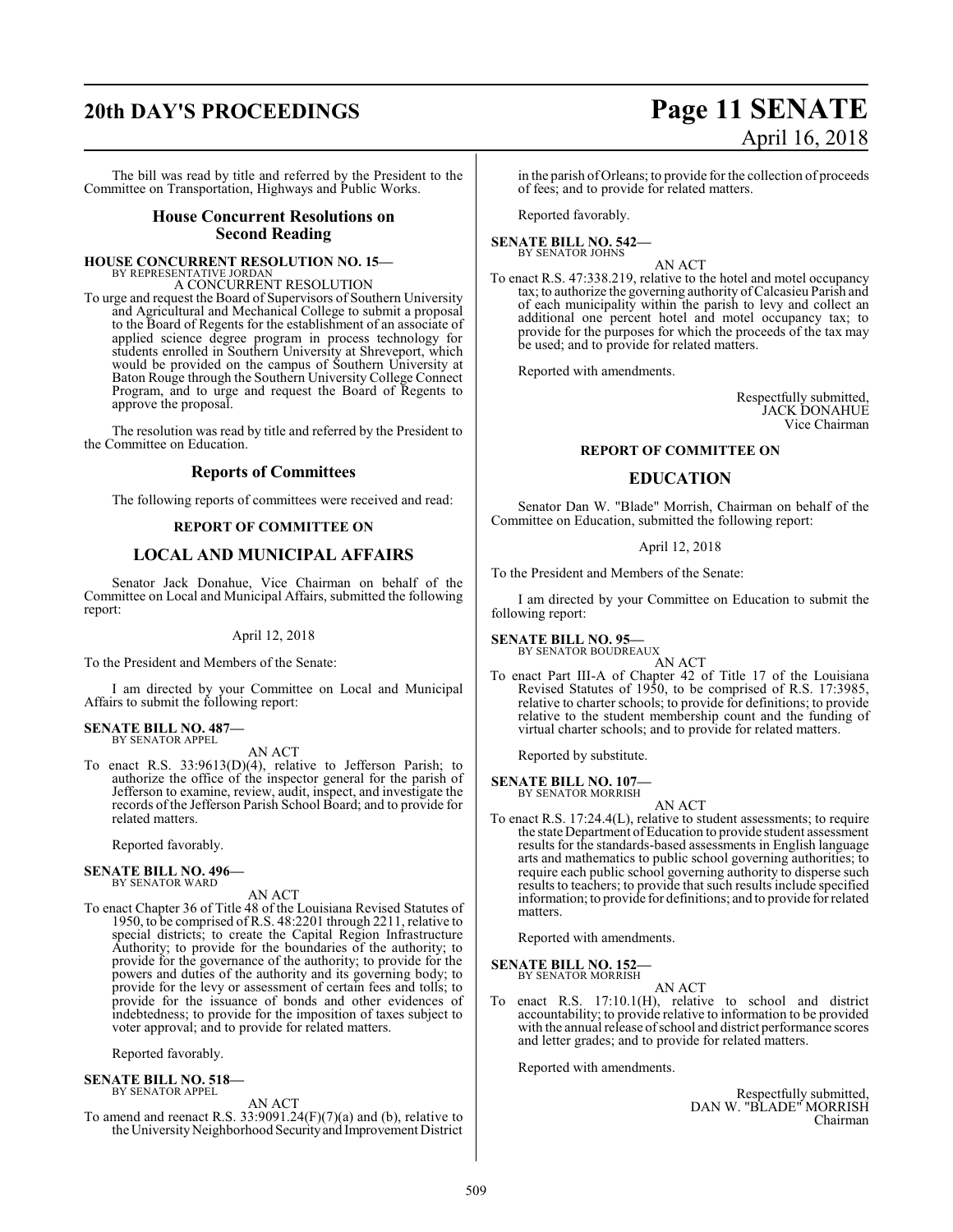The bill was read by title and referred by the President to the Committee on Transportation, Highways and Public Works.

## House Concurrent Resolutions on Second Reading

**HOUSE CONCURRENT RESOLUTION NO. 15—**
BY REPRESENTATIVE JORDAN

A CONCURRENT RESOLUTION

To urge and request the Board of Supervisors of Southern University and Agricultural and Mechanical College to submit a proposal to the Board of Regents for the establishment of an associate of applied science degree program in process technology for students enrolled in Southern University at Shreveport, which would be provided on the campus of Southern University at Baton Rouge through the Southern University College Connect Program, and to urge and request the Board of Regents to approve the proposal.

The resolution was read by title and referred by the President to the Committee on Education.

## Reports of Committees

The following reports of committees were received and read:

### REPORT OF COMMITTEE ON

## LOCAL AND MUNICIPAL AFFAIRS

Senator Jack Donahue, Vice Chairman on behalf of the Committee on Local and Municipal Affairs, submitted the following report:

April 12, 2018

To the President and Members of the Senate:

I am directed by your Committee on Local and Municipal Affairs to submit the following report:

**SENATE BILL NO. 487—**
BY SENATOR APPEL

AN ACT

To enact R.S. 33:9613(D)(4), relative to Jefferson Parish; to authorize the office of the inspector general for the parish of Jefferson to examine, review, audit, inspect, and investigate the records of the Jefferson Parish School Board; and to provide for related matters.

Reported favorably.

**SENATE BILL NO. 496—**
BY SENATOR WARD

AN ACT

To enact Chapter 36 of Title 48 of the Louisiana Revised Statutes of 1950, to be comprised of R.S. 48:2201 through 2211, relative to special districts; to create the Capital Region Infrastructure Authority; to provide for the boundaries of the authority; to provide for the governance of the authority; to provide for the powers and duties of the authority and its governing body; to provide for the levy or assessment of certain fees and tolls; to provide for the issuance of bonds and other evidences of indebtedness; to provide for the imposition of taxes subject to voter approval; and to provide for related matters.

Reported favorably.

**SENATE BILL NO. 518—**
BY SENATOR APPEL

AN ACT

To amend and reenact R.S. 33:9091.24(F)(7)(a) and (b), relative to the University Neighborhood Security and Improvement District in the parish of Orleans; to provide for the collection of proceeds of fees; and to provide for related matters.

Reported favorably.

**SENATE BILL NO. 542—**
BY SENATOR JOHNS

AN ACT

To enact R.S. 47:338.219, relative to the hotel and motel occupancy tax; to authorize the governing authority of Calcasieu Parish and of each municipality within the parish to levy and collect an additional one percent hotel and motel occupancy tax; to provide for the purposes for which the proceeds of the tax may be used; and to provide for related matters.

Reported with amendments.

Respectfully submitted,
JACK DONAHUE
Vice Chairman

### REPORT OF COMMITTEE ON

## EDUCATION

Senator Dan W. "Blade" Morrish, Chairman on behalf of the Committee on Education, submitted the following report:

April 12, 2018

To the President and Members of the Senate:

I am directed by your Committee on Education to submit the following report:

**SENATE BILL NO. 95—**
BY SENATOR BOUDREAUX

AN ACT

To enact Part III-A of Chapter 42 of Title 17 of the Louisiana Revised Statutes of 1950, to be comprised of R.S. 17:3985, relative to charter schools; to provide for definitions; to provide relative to the student membership count and the funding of virtual charter schools; and to provide for related matters.

Reported by substitute.

**SENATE BILL NO. 107—**
BY SENATOR MORRISH

AN ACT

To enact R.S. 17:24.4(L), relative to student assessments; to require the state Department of Education to provide student assessment results for the standards-based assessments in English language arts and mathematics to public school governing authorities; to require each public school governing authority to disperse such results to teachers; to provide that such results include specified information; to provide for definitions; and to provide for related matters.

Reported with amendments.

**SENATE BILL NO. 152—**
BY SENATOR MORRISH

AN ACT

To enact R.S. 17:10.1(H), relative to school and district accountability; to provide relative to information to be provided with the annual release of school and district performance scores and letter grades; and to provide for related matters.

Reported with amendments.

Respectfully submitted,
DAN W. "BLADE" MORRISH
Chairman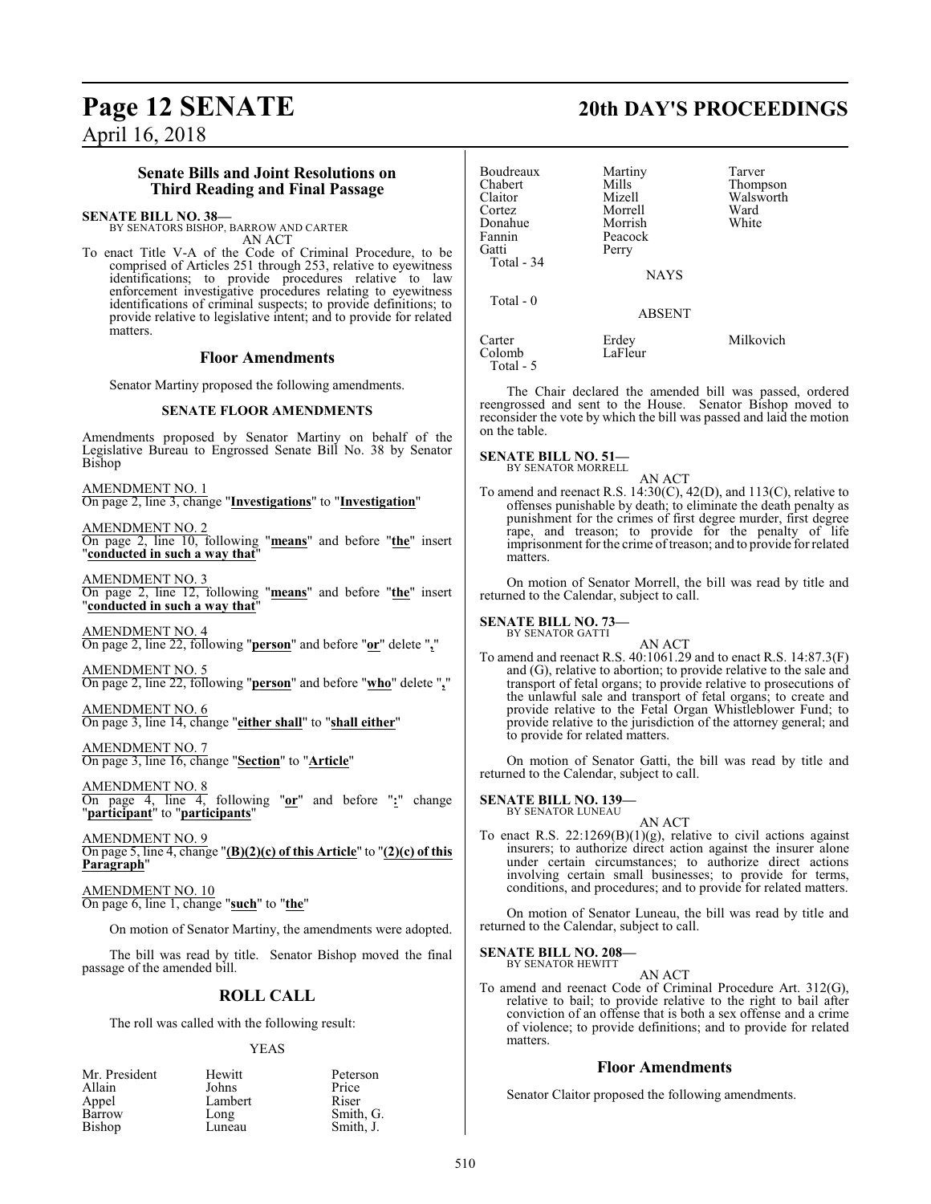## Senate Bills and Joint Resolutions on Third Reading and Final Passage

**SENATE BILL NO. 38—**
BY SENATORS BISHOP, BARROW AND CARTER

AN ACT

To enact Title V-A of the Code of Criminal Procedure, to be comprised of Articles 251 through 253, relative to eyewitness identifications; to provide procedures relative to law enforcement investigative procedures relating to eyewitness identifications of criminal suspects; to provide definitions; to provide relative to legislative intent; and to provide for related matters.

### Floor Amendments

Senator Martiny proposed the following amendments.

#### SENATE FLOOR AMENDMENTS

Amendments proposed by Senator Martiny on behalf of the Legislative Bureau to Engrossed Senate Bill No. 38 by Senator Bishop

AMENDMENT NO. 1
On page 2, line 3, change "**Investigations**" to "**Investigation**"

AMENDMENT NO. 2
On page 2, line 10, following "**means**" and before "**the**" insert "**conducted in such a way that**"

AMENDMENT NO. 3
On page 2, line 12, following "**means**" and before "**the**" insert "**conducted in such a way that**"

AMENDMENT NO. 4
On page 2, line 22, following "**person**" and before "**or**" delete "**,**"

AMENDMENT NO. 5
On page 2, line 22, following "**person**" and before "**who**" delete "**,**"

AMENDMENT NO. 6
On page 3, line 14, change "**either shall**" to "**shall either**"

AMENDMENT NO. 7
On page 3, line 16, change "**Section**" to "**Article**"

AMENDMENT NO. 8
On page 4, line 4, following "**or**" and before "**:**" change "**participant**" to "**participants**"

AMENDMENT NO. 9
On page 5, line 4, change "**(B)(2)(c) of this Article**" to "**(2)(c) of this Paragraph**"

AMENDMENT NO. 10
On page 6, line 1, change "**such**" to "**the**"

On motion of Senator Martiny, the amendments were adopted.

The bill was read by title. Senator Bishop moved the final passage of the amended bill.

## ROLL CALL

The roll was called with the following result:

YEAS

| | | |
|---|---|---|
| Mr. President | Hewitt | Peterson |
| Allain | Johns | Price |
| Appel | Lambert | Riser |
| Barrow | Long | Smith, G. |
| Bishop | Luneau | Smith, J. |
| Boudreaux | Martiny | Tarver |
| Chabert | Mills | Thompson |
| Claitor | Mizell | Walsworth |
| Cortez | Morrell | Ward |
| Donahue | Morrish | White |
| Fannin | Peacock | |
| Gatti | Perry | |

Total - 34

NAYS

Total - 0

ABSENT

| | | |
|---|---|---|
| Carter | Erdey | Milkovich |
| Colomb | LaFleur | |

Total - 5

The Chair declared the amended bill was passed, ordered reengrossed and sent to the House. Senator Bishop moved to reconsider the vote by which the bill was passed and laid the motion on the table.

**SENATE BILL NO. 51—**
BY SENATOR MORRELL

AN ACT

To amend and reenact R.S. 14:30(C), 42(D), and 113(C), relative to offenses punishable by death; to eliminate the death penalty as punishment for the crimes of first degree murder, first degree rape, and treason; to provide for the penalty of life imprisonment for the crime of treason; and to provide for related matters.

On motion of Senator Morrell, the bill was read by title and returned to the Calendar, subject to call.

**SENATE BILL NO. 73—**
BY SENATOR GATTI

AN ACT

To amend and reenact R.S. 40:1061.29 and to enact R.S. 14:87.3(F) and (G), relative to abortion; to provide relative to the sale and transport of fetal organs; to provide relative to prosecutions of the unlawful sale and transport of fetal organs; to create and provide relative to the Fetal Organ Whistleblower Fund; to provide relative to the jurisdiction of the attorney general; and to provide for related matters.

On motion of Senator Gatti, the bill was read by title and returned to the Calendar, subject to call.

**SENATE BILL NO. 139—**
BY SENATOR LUNEAU

AN ACT

To enact R.S. 22:1269(B)(1)(g), relative to civil actions against insurers; to authorize direct action against the insurer alone under certain circumstances; to authorize direct actions involving certain small businesses; to provide for terms, conditions, and procedures; and to provide for related matters.

On motion of Senator Luneau, the bill was read by title and returned to the Calendar, subject to call.

**SENATE BILL NO. 208—**
BY SENATOR HEWITT

AN ACT

To amend and reenact Code of Criminal Procedure Art. 312(G), relative to bail; to provide relative to the right to bail after conviction of an offense that is both a sex offense and a crime of violence; to provide definitions; and to provide for related matters.

### Floor Amendments

Senator Claitor proposed the following amendments.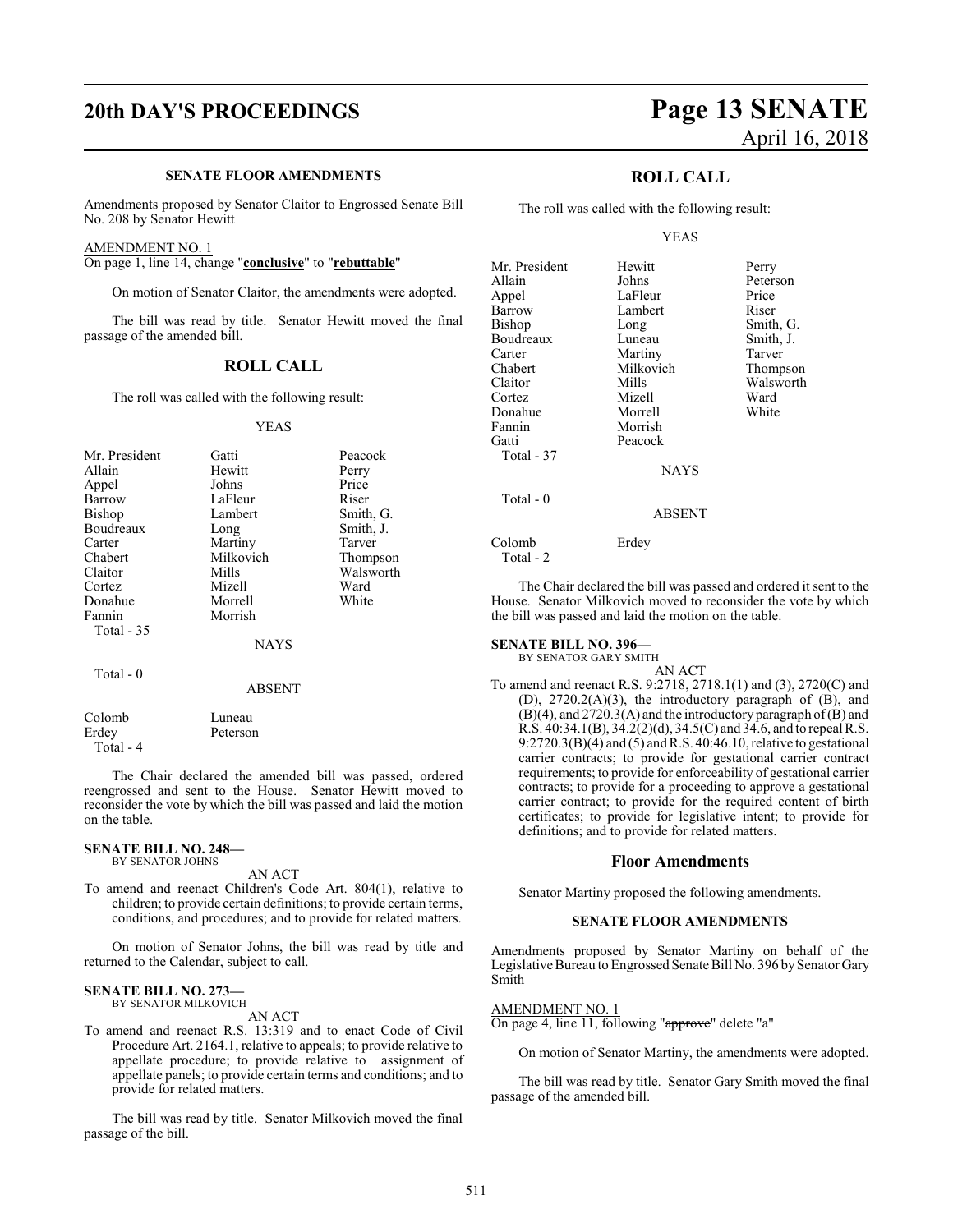**SENATE FLOOR AMENDMENTS**

Amendments proposed by Senator Claitor to Engrossed Senate Bill No. 208 by Senator Hewitt

AMENDMENT NO. 1
On page 1, line 14, change "**conclusive**" to "**rebuttable**"

On motion of Senator Claitor, the amendments were adopted.

The bill was read by title. Senator Hewitt moved the final passage of the amended bill.

## ROLL CALL

The roll was called with the following result:

YEAS

| | | |
|---|---|---|
| Mr. President | Gatti | Peacock |
| Allain | Hewitt | Perry |
| Appel | Johns | Price |
| Barrow | LaFleur | Riser |
| Bishop | Lambert | Smith, G. |
| Boudreaux | Long | Smith, J. |
| Carter | Martiny | Tarver |
| Chabert | Milkovich | Thompson |
| Claitor | Mills | Walsworth |
| Cortez | Mizell | Ward |
| Donahue | Morrell | White |
| Fannin | Morrish | |

Total - 35

NAYS

Total - 0

ABSENT

| | |
|---|---|
| Colomb | Luneau |
| Erdey | Peterson |

Total - 4

The Chair declared the amended bill was passed, ordered reengrossed and sent to the House. Senator Hewitt moved to reconsider the vote by which the bill was passed and laid the motion on the table.

**SENATE BILL NO. 248—**
BY SENATOR JOHNS

AN ACT

To amend and reenact Children's Code Art. 804(1), relative to children; to provide certain definitions; to provide certain terms, conditions, and procedures; and to provide for related matters.

On motion of Senator Johns, the bill was read by title and returned to the Calendar, subject to call.

**SENATE BILL NO. 273—**
BY SENATOR MILKOVICH

AN ACT

To amend and reenact R.S. 13:319 and to enact Code of Civil Procedure Art. 2164.1, relative to appeals; to provide relative to appellate procedure; to provide relative to assignment of appellate panels; to provide certain terms and conditions; and to provide for related matters.

The bill was read by title. Senator Milkovich moved the final passage of the bill.

## ROLL CALL

The roll was called with the following result:

YEAS

| | | |
|---|---|---|
| Mr. President | Hewitt | Perry |
| Allain | Johns | Peterson |
| Appel | LaFleur | Price |
| Barrow | Lambert | Riser |
| Bishop | Long | Smith, G. |
| Boudreaux | Luneau | Smith, J. |
| Carter | Martiny | Tarver |
| Chabert | Milkovich | Thompson |
| Claitor | Mills | Walsworth |
| Cortez | Mizell | Ward |
| Donahue | Morrell | White |
| Fannin | Morrish | |
| Gatti | Peacock | |

Total - 37

NAYS

Total - 0

ABSENT

| | |
|---|---|
| Colomb | Erdey |

Total - 2

The Chair declared the bill was passed and ordered it sent to the House. Senator Milkovich moved to reconsider the vote by which the bill was passed and laid the motion on the table.

**SENATE BILL NO. 396—**
BY SENATOR GARY SMITH

AN ACT

To amend and reenact R.S. 9:2718, 2718.1(1) and (3), 2720(C) and (D), 2720.2(A)(3), the introductory paragraph of (B), and (B)(4), and 2720.3(A) and the introductory paragraph of (B) and R.S. 40:34.1(B), 34.2(2)(d), 34.5(C) and 34.6, and to repeal R.S. 9:2720.3(B)(4) and (5) and R.S. 40:46.10, relative to gestational carrier contracts; to provide for gestational carrier contract requirements; to provide for enforceability of gestational carrier contracts; to provide for a proceeding to approve a gestational carrier contract; to provide for the required content of birth certificates; to provide for legislative intent; to provide for definitions; and to provide for related matters.

## Floor Amendments

Senator Martiny proposed the following amendments.

**SENATE FLOOR AMENDMENTS**

Amendments proposed by Senator Martiny on behalf of the Legislative Bureau to Engrossed Senate Bill No. 396 by Senator Gary Smith

AMENDMENT NO. 1
On page 4, line 11, following "~~approve~~" delete "a"

On motion of Senator Martiny, the amendments were adopted.

The bill was read by title. Senator Gary Smith moved the final passage of the amended bill.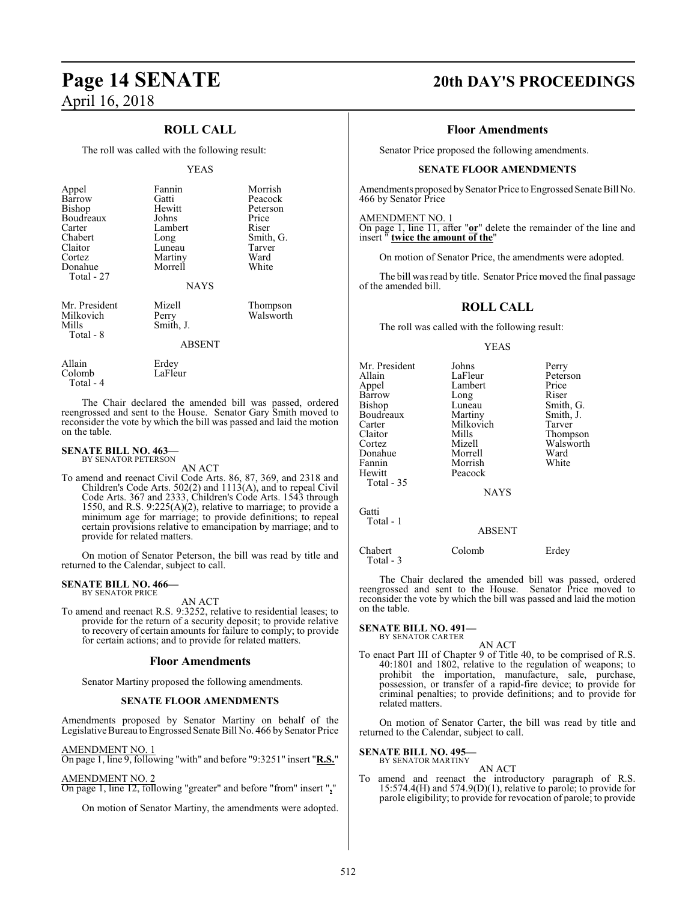## ROLL CALL

The roll was called with the following result:

YEAS

| | | |
|---|---|---|
| Appel | Fannin | Morrish |
| Barrow | Gatti | Peacock |
| Bishop | Hewitt | Peterson |
| Boudreaux | Johns | Price |
| Carter | Lambert | Riser |
| Chabert | Long | Smith, G. |
| Claitor | Luneau | Tarver |
| Cortez | Martiny | Ward |
| Donahue | Morrell | White |
| Total - 27 | | |

NAYS

| | | |
|---|---|---|
| Mr. President | Mizell | Thompson |
| Milkovich | Perry | Walsworth |
| Mills | Smith, J. | |
| Total - 8 | | |

ABSENT

| | |
|---|---|
| Allain | Erdey |
| Colomb | LaFleur |
| Total - 4 | |

The Chair declared the amended bill was passed, ordered reengrossed and sent to the House. Senator Gary Smith moved to reconsider the vote by which the bill was passed and laid the motion on the table.

**SENATE BILL NO. 463—**
BY SENATOR PETERSON

AN ACT

To amend and reenact Civil Code Arts. 86, 87, 369, and 2318 and Children's Code Arts. 502(2) and 1113(A), and to repeal Civil Code Arts. 367 and 2333, Children's Code Arts. 1543 through 1550, and R.S. 9:225(A)(2), relative to marriage; to provide a minimum age for marriage; to provide definitions; to repeal certain provisions relative to emancipation by marriage; and to provide for related matters.

On motion of Senator Peterson, the bill was read by title and returned to the Calendar, subject to call.

**SENATE BILL NO. 466—**
BY SENATOR PRICE

AN ACT

To amend and reenact R.S. 9:3252, relative to residential leases; to provide for the return of a security deposit; to provide relative to recovery of certain amounts for failure to comply; to provide for certain actions; and to provide for related matters.

### Floor Amendments

Senator Martiny proposed the following amendments.

**SENATE FLOOR AMENDMENTS**

Amendments proposed by Senator Martiny on behalf of the Legislative Bureau to Engrossed Senate Bill No. 466 by Senator Price

AMENDMENT NO. 1
On page 1, line 9, following "with" and before "9:3251" insert "**R.S.**"

AMENDMENT NO. 2
On page 1, line 12, following "greater" and before "from" insert "**,**"

On motion of Senator Martiny, the amendments were adopted.

### Floor Amendments

Senator Price proposed the following amendments.

**SENATE FLOOR AMENDMENTS**

Amendments proposed by Senator Price to Engrossed Senate Bill No. 466 by Senator Price

AMENDMENT NO. 1
On page 1, line 11, after "**or**" delete the remainder of the line and insert " **twice the amount of the**"

On motion of Senator Price, the amendments were adopted.

The bill was read by title. Senator Price moved the final passage of the amended bill.

## ROLL CALL

The roll was called with the following result:

YEAS

| | | |
|---|---|---|
| Mr. President | Johns | Perry |
| Allain | LaFleur | Peterson |
| Appel | Lambert | Price |
| Barrow | Long | Riser |
| Bishop | Luneau | Smith, G. |
| Boudreaux | Martiny | Smith, J. |
| Carter | Milkovich | Tarver |
| Claitor | Mills | Thompson |
| Cortez | Mizell | Walsworth |
| Donahue | Morrell | Ward |
| Fannin | Morrish | White |
| Hewitt | Peacock | |
| Total - 35 | | |

NAYS

Gatti
Total - 1

ABSENT

| | | |
|---|---|---|
| Chabert | Colomb | Erdey |
| Total - 3 | | |

The Chair declared the amended bill was passed, ordered reengrossed and sent to the House. Senator Price moved to reconsider the vote by which the bill was passed and laid the motion on the table.

**SENATE BILL NO. 491—**
BY SENATOR CARTER

AN ACT

To enact Part III of Chapter 9 of Title 40, to be comprised of R.S. 40:1801 and 1802, relative to the regulation of weapons; to prohibit the importation, manufacture, sale, purchase, possession, or transfer of a rapid-fire device; to provide for criminal penalties; to provide definitions; and to provide for related matters.

On motion of Senator Carter, the bill was read by title and returned to the Calendar, subject to call.

**SENATE BILL NO. 495—**
BY SENATOR MARTINY

AN ACT

To amend and reenact the introductory paragraph of R.S. 15:574.4(H) and 574.9(D)(1), relative to parole; to provide for parole eligibility; to provide for revocation of parole; to provide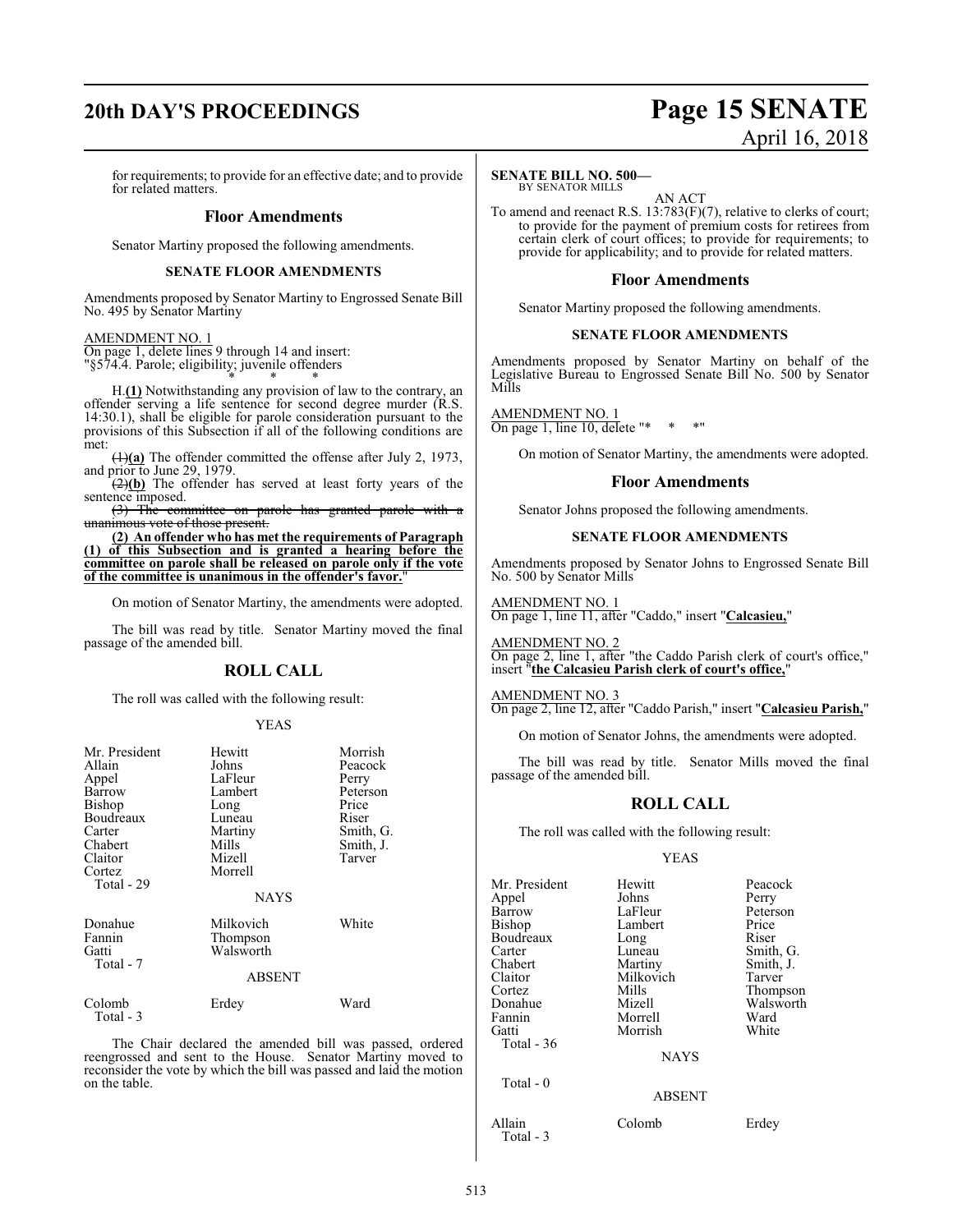for requirements; to provide for an effective date; and to provide for related matters.

## Floor Amendments

Senator Martiny proposed the following amendments.

### SENATE FLOOR AMENDMENTS

Amendments proposed by Senator Martiny to Engrossed Senate Bill No. 495 by Senator Martiny

AMENDMENT NO. 1
On page 1, delete lines 9 through 14 and insert:
"§574.4. Parole; eligibility; juvenile offenders

\* \* \*

H.**(1)** Notwithstanding any provision of law to the contrary, an offender serving a life sentence for second degree murder (R.S. 14:30.1), shall be eligible for parole consideration pursuant to the provisions of this Subsection if all of the following conditions are met:

~~(1)~~**(a)** The offender committed the offense after July 2, 1973, and prior to June 29, 1979.

~~(2)~~**(b)** The offender has served at least forty years of the sentence imposed.

~~(3) The committee on parole has granted parole with a unanimous vote of those present.~~

**(2) An offender who has met the requirements of Paragraph (1) of this Subsection and is granted a hearing before the committee on parole shall be released on parole only if the vote of the committee is unanimous in the offender's favor.**"

On motion of Senator Martiny, the amendments were adopted.

The bill was read by title. Senator Martiny moved the final passage of the amended bill.

## ROLL CALL

The roll was called with the following result:

YEAS

| | | |
|---|---|---|
| Mr. President | Hewitt | Morrish |
| Allain | Johns | Peacock |
| Appel | LaFleur | Perry |
| Barrow | Lambert | Peterson |
| Bishop | Long | Price |
| Boudreaux | Luneau | Riser |
| Carter | Martiny | Smith, G. |
| Chabert | Mills | Smith, J. |
| Claitor | Mizell | Tarver |
| Cortez | Morrell | |
| Total - 29 | | |

NAYS

| | | |
|---|---|---|
| Donahue | Milkovich | White |
| Fannin | Thompson | |
| Gatti | Walsworth | |
| Total - 7 | | |

ABSENT

| | | |
|---|---|---|
| Colomb | Erdey | Ward |
| Total - 3 | | |

The Chair declared the amended bill was passed, ordered reengrossed and sent to the House. Senator Martiny moved to reconsider the vote by which the bill was passed and laid the motion on the table.

**SENATE BILL NO. 500—**
BY SENATOR MILLS

AN ACT

To amend and reenact R.S. 13:783(F)(7), relative to clerks of court; to provide for the payment of premium costs for retirees from certain clerk of court offices; to provide for requirements; to provide for applicability; and to provide for related matters.

## Floor Amendments

Senator Martiny proposed the following amendments.

### SENATE FLOOR AMENDMENTS

Amendments proposed by Senator Martiny on behalf of the Legislative Bureau to Engrossed Senate Bill No. 500 by Senator Mills

AMENDMENT NO. 1
On page 1, line 10, delete "\* \* \*"

On motion of Senator Martiny, the amendments were adopted.

## Floor Amendments

Senator Johns proposed the following amendments.

### SENATE FLOOR AMENDMENTS

Amendments proposed by Senator Johns to Engrossed Senate Bill No. 500 by Senator Mills

AMENDMENT NO. 1
On page 1, line 11, after "Caddo," insert "**Calcasieu,**"

AMENDMENT NO. 2
On page 2, line 1, after "the Caddo Parish clerk of court's office," insert "**the Calcasieu Parish clerk of court's office,**"

AMENDMENT NO. 3
On page 2, line 12, after "Caddo Parish," insert "**Calcasieu Parish,**"

On motion of Senator Johns, the amendments were adopted.

The bill was read by title. Senator Mills moved the final passage of the amended bill.

## ROLL CALL

The roll was called with the following result:

YEAS

| | | |
|---|---|---|
| Mr. President | Hewitt | Peacock |
| Appel | Johns | Perry |
| Barrow | LaFleur | Peterson |
| Bishop | Lambert | Price |
| Boudreaux | Long | Riser |
| Carter | Luneau | Smith, G. |
| Chabert | Martiny | Smith, J. |
| Claitor | Milkovich | Tarver |
| Cortez | Mills | Thompson |
| Donahue | Mizell | Walsworth |
| Fannin | Morrell | Ward |
| Gatti | Morrish | White |
| Total - 36 | | |

NAYS

Total - 0

ABSENT

| | | |
|---|---|---|
| Allain | Colomb | Erdey |
| Total - 3 | | |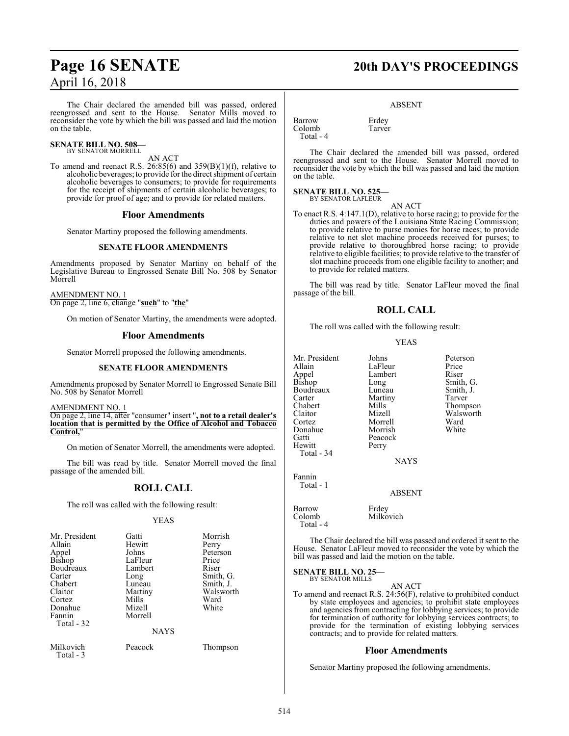The Chair declared the amended bill was passed, ordered reengrossed and sent to the House. Senator Mills moved to reconsider the vote by which the bill was passed and laid the motion on the table.

**SENATE BILL NO. 508—**
BY SENATOR MORRELL

AN ACT

To amend and reenact R.S. 26:85(6) and 359(B)(1)(f), relative to alcoholic beverages; to provide for the direct shipment of certain alcoholic beverages to consumers; to provide for requirements for the receipt of shipments of certain alcoholic beverages; to provide for proof of age; and to provide for related matters.

## Floor Amendments

Senator Martiny proposed the following amendments.

### SENATE FLOOR AMENDMENTS

Amendments proposed by Senator Martiny on behalf of the Legislative Bureau to Engrossed Senate Bill No. 508 by Senator Morrell

AMENDMENT NO. 1
On page 2, line 6, change "**such**" to "**the**"

On motion of Senator Martiny, the amendments were adopted.

## Floor Amendments

Senator Morrell proposed the following amendments.

### SENATE FLOOR AMENDMENTS

Amendments proposed by Senator Morrell to Engrossed Senate Bill No. 508 by Senator Morrell

AMENDMENT NO. 1
On page 2, line 14, after "consumer" insert "**, not to a retail dealer's location that is permitted by the Office of Alcohol and Tobacco Control,**"

On motion of Senator Morrell, the amendments were adopted.

The bill was read by title. Senator Morrell moved the final passage of the amended bill.

## ROLL CALL

The roll was called with the following result:

YEAS

| | | |
|---|---|---|
| Mr. President | Gatti | Morrish |
| Allain | Hewitt | Perry |
| Appel | Johns | Peterson |
| Bishop | LaFleur | Price |
| Boudreaux | Lambert | Riser |
| Carter | Long | Smith, G. |
| Chabert | Luneau | Smith, J. |
| Claitor | Martiny | Walsworth |
| Cortez | Mills | Ward |
| Donahue | Mizell | White |
| Fannin | Morrell | |
| Total - 32 | | |

NAYS

| | | |
|---|---|---|
| Milkovich | Peacock | Thompson |
| Total - 3 | | |

ABSENT

| | |
|---|---|
| Barrow | Erdey |
| Colomb | Tarver |
| Total - 4 | |

The Chair declared the amended bill was passed, ordered reengrossed and sent to the House. Senator Morrell moved to reconsider the vote by which the bill was passed and laid the motion on the table.

**SENATE BILL NO. 525—**
BY SENATOR LAFLEUR

AN ACT

To enact R.S. 4:147.1(D), relative to horse racing; to provide for the duties and powers of the Louisiana State Racing Commission; to provide relative to purse monies for horse races; to provide relative to net slot machine proceeds received for purses; to provide relative to thoroughbred horse racing; to provide relative to eligible facilities; to provide relative to the transfer of slot machine proceeds from one eligible facility to another; and to provide for related matters.

The bill was read by title. Senator LaFleur moved the final passage of the bill.

## ROLL CALL

The roll was called with the following result:

YEAS

| | | |
|---|---|---|
| Mr. President | Johns | Peterson |
| Allain | LaFleur | Price |
| Appel | Lambert | Riser |
| Bishop | Long | Smith, G. |
| Boudreaux | Luneau | Smith, J. |
| Carter | Martiny | Tarver |
| Chabert | Mills | Thompson |
| Claitor | Mizell | Walsworth |
| Cortez | Morrell | Ward |
| Donahue | Morrish | White |
| Gatti | Peacock | |
| Hewitt | Perry | |
| Total - 34 | | |

NAYS

| |
|---|
| Fannin |
| Total - 1 |

ABSENT

| | |
|---|---|
| Barrow | Erdey |
| Colomb | Milkovich |
| Total - 4 | |

The Chair declared the bill was passed and ordered it sent to the House. Senator LaFleur moved to reconsider the vote by which the bill was passed and laid the motion on the table.

**SENATE BILL NO. 25—**
BY SENATOR MILLS

AN ACT

To amend and reenact R.S. 24:56(F), relative to prohibited conduct by state employees and agencies; to prohibit state employees and agencies from contracting for lobbying services; to provide for termination of authority for lobbying services contracts; to provide for the termination of existing lobbying services contracts; and to provide for related matters.

## Floor Amendments

Senator Martiny proposed the following amendments.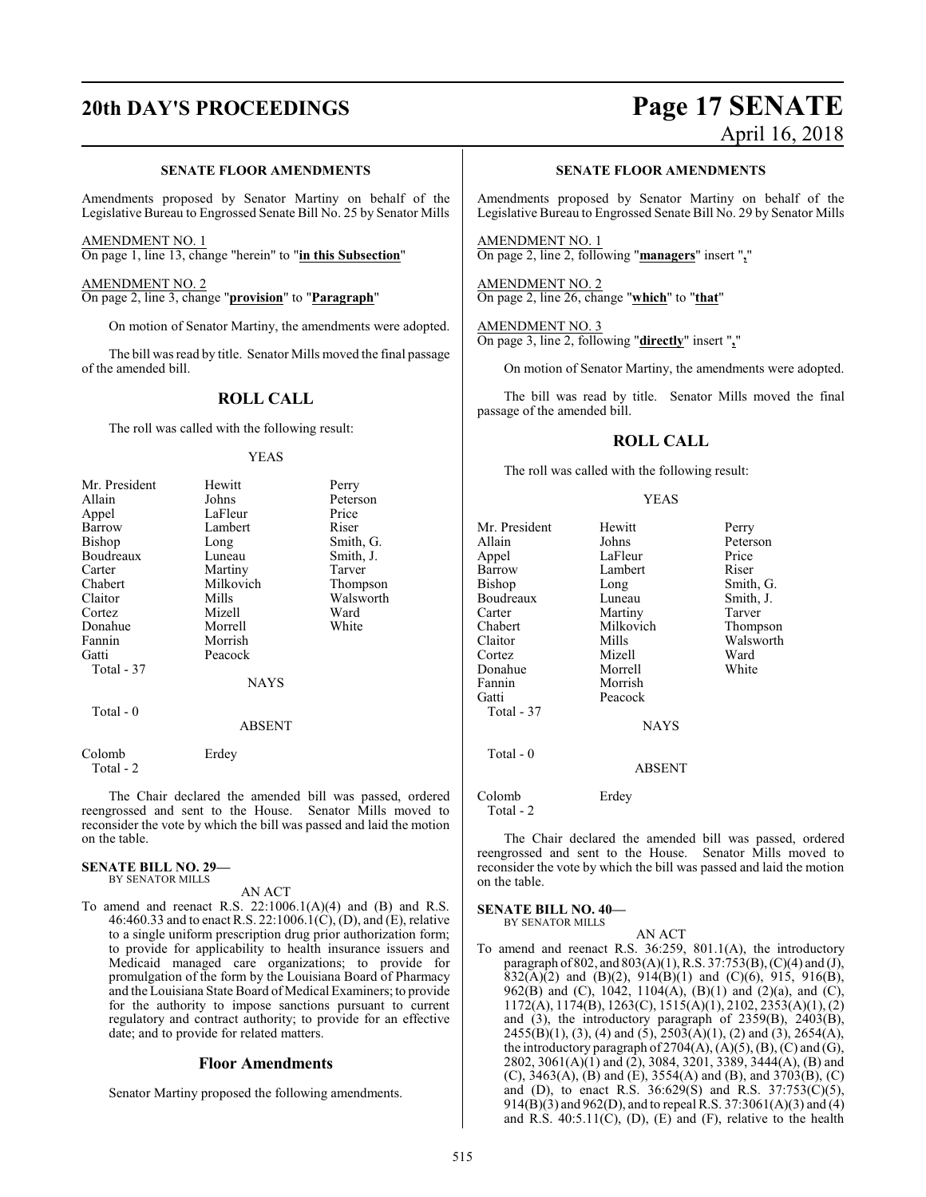### SENATE FLOOR AMENDMENTS

Amendments proposed by Senator Martiny on behalf of the Legislative Bureau to Engrossed Senate Bill No. 25 by Senator Mills

AMENDMENT NO. 1
On page 1, line 13, change "herein" to "**in this Subsection**"

AMENDMENT NO. 2
On page 2, line 3, change "**provision**" to "**Paragraph**"

On motion of Senator Martiny, the amendments were adopted.

The bill was read by title. Senator Mills moved the final passage of the amended bill.

## ROLL CALL

The roll was called with the following result:

YEAS

| | | |
|---|---|---|
| Mr. President | Hewitt | Perry |
| Allain | Johns | Peterson |
| Appel | LaFleur | Price |
| Barrow | Lambert | Riser |
| Bishop | Long | Smith, G. |
| Boudreaux | Luneau | Smith, J. |
| Carter | Martiny | Tarver |
| Chabert | Milkovich | Thompson |
| Claitor | Mills | Walsworth |
| Cortez | Mizell | Ward |
| Donahue | Morrell | White |
| Fannin | Morrish | |
| Gatti | Peacock | |
| Total - 37 | | |

NAYS

Total - 0

ABSENT

| | |
|---|---|
| Colomb | Erdey |
| Total - 2 | |

The Chair declared the amended bill was passed, ordered reengrossed and sent to the House. Senator Mills moved to reconsider the vote by which the bill was passed and laid the motion on the table.

**SENATE BILL NO. 29—**
BY SENATOR MILLS

AN ACT

To amend and reenact R.S. 22:1006.1(A)(4) and (B) and R.S. 46:460.33 and to enact R.S. 22:1006.1(C), (D), and (E), relative to a single uniform prescription drug prior authorization form; to provide for applicability to health insurance issuers and Medicaid managed care organizations; to provide for promulgation of the form by the Louisiana Board of Pharmacy and the Louisiana State Board of Medical Examiners; to provide for the authority to impose sanctions pursuant to current regulatory and contract authority; to provide for an effective date; and to provide for related matters.

## Floor Amendments

Senator Martiny proposed the following amendments.

### SENATE FLOOR AMENDMENTS

Amendments proposed by Senator Martiny on behalf of the Legislative Bureau to Engrossed Senate Bill No. 29 by Senator Mills

AMENDMENT NO. 1
On page 2, line 2, following "**managers**" insert "**,**"

AMENDMENT NO. 2
On page 2, line 26, change "**which**" to "**that**"

AMENDMENT NO. 3
On page 3, line 2, following "**directly**" insert "**,**"

On motion of Senator Martiny, the amendments were adopted.

The bill was read by title. Senator Mills moved the final passage of the amended bill.

## ROLL CALL

The roll was called with the following result:

YEAS

| | | |
|---|---|---|
| Mr. President | Hewitt | Perry |
| Allain | Johns | Peterson |
| Appel | LaFleur | Price |
| Barrow | Lambert | Riser |
| Bishop | Long | Smith, G. |
| Boudreaux | Luneau | Smith, J. |
| Carter | Martiny | Tarver |
| Chabert | Milkovich | Thompson |
| Claitor | Mills | Walsworth |
| Cortez | Mizell | Ward |
| Donahue | Morrell | White |
| Fannin | Morrish | |
| Gatti | Peacock | |
| Total - 37 | | |

NAYS

Total - 0

ABSENT

| | |
|---|---|
| Colomb | Erdey |
| Total - 2 | |

The Chair declared the amended bill was passed, ordered reengrossed and sent to the House. Senator Mills moved to reconsider the vote by which the bill was passed and laid the motion on the table.

**SENATE BILL NO. 40—**
BY SENATOR MILLS

AN ACT

To amend and reenact R.S. 36:259, 801.1(A), the introductory paragraph of 802, and 803(A)(1), R.S. 37:753(B), (C)(4) and (J), 832(A)(2) and (B)(2), 914(B)(1) and (C)(6), 915, 916(B), 962(B) and (C), 1042, 1104(A), (B)(1) and (2)(a), and (C), 1172(A), 1174(B), 1263(C), 1515(A)(1), 2102, 2353(A)(1), (2) and (3), the introductory paragraph of 2359(B), 2403(B), 2455(B)(1), (3), (4) and (5), 2503(A)(1), (2) and (3), 2654(A), the introductory paragraph of 2704(A), (A)(5), (B), (C) and (G), 2802, 3061(A)(1) and (2), 3084, 3201, 3389, 3444(A), (B) and (C), 3463(A), (B) and (E), 3554(A) and (B), and 3703(B), (C) and (D), to enact R.S. 36:629(S) and R.S. 37:753(C)(5), 914(B)(3) and 962(D), and to repeal R.S. 37:3061(A)(3) and (4) and R.S. 40:5.11(C), (D), (E) and (F), relative to the health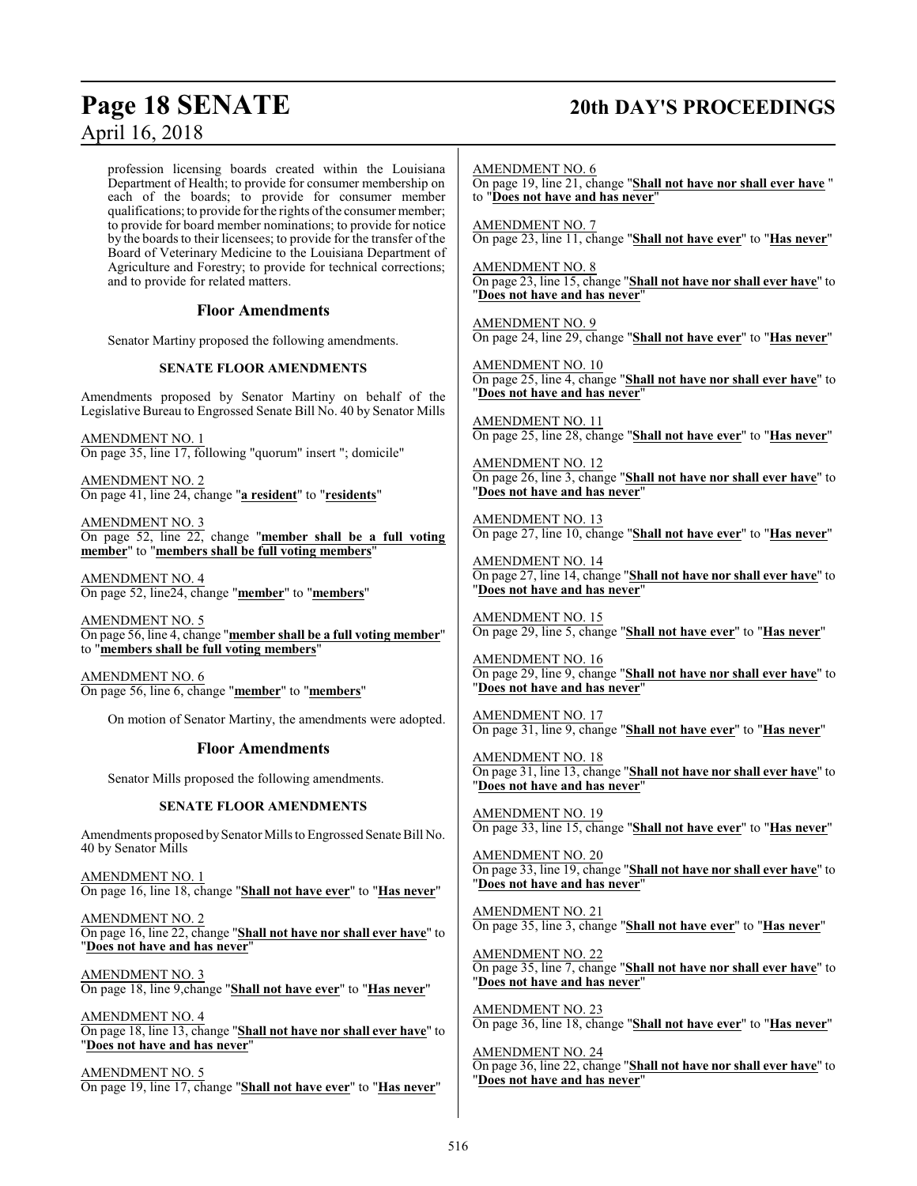profession licensing boards created within the Louisiana Department of Health; to provide for consumer membership on each of the boards; to provide for consumer member qualifications; to provide for the rights of the consumer member; to provide for board member nominations; to provide for notice by the boards to their licensees; to provide for the transfer of the Board of Veterinary Medicine to the Louisiana Department of Agriculture and Forestry; to provide for technical corrections; and to provide for related matters.

## Floor Amendments

Senator Martiny proposed the following amendments.

**SENATE FLOOR AMENDMENTS**

Amendments proposed by Senator Martiny on behalf of the Legislative Bureau to Engrossed Senate Bill No. 40 by Senator Mills

AMENDMENT NO. 1
On page 35, line 17, following "quorum" insert "; domicile"

AMENDMENT NO. 2
On page 41, line 24, change "**a resident**" to "**residents**"

AMENDMENT NO. 3
On page 52, line 22, change "**member shall be a full voting member**" to "**members shall be full voting members**"

AMENDMENT NO. 4
On page 52, line24, change "**member**" to "**members**"

AMENDMENT NO. 5
On page 56, line 4, change "**member shall be a full voting member**" to "**members shall be full voting members**"

AMENDMENT NO. 6
On page 56, line 6, change "**member**" to "**members**"

On motion of Senator Martiny, the amendments were adopted.

## Floor Amendments

Senator Mills proposed the following amendments.

**SENATE FLOOR AMENDMENTS**

Amendments proposed by Senator Mills to Engrossed Senate Bill No. 40 by Senator Mills

AMENDMENT NO. 1
On page 16, line 18, change "**Shall not have ever**" to "**Has never**"

AMENDMENT NO. 2
On page 16, line 22, change "**Shall not have nor shall ever have**" to "**Does not have and has never**"

AMENDMENT NO. 3
On page 18, line 9,change "**Shall not have ever**" to "**Has never**"

AMENDMENT NO. 4
On page 18, line 13, change "**Shall not have nor shall ever have**" to "**Does not have and has never**"

AMENDMENT NO. 5
On page 19, line 17, change "**Shall not have ever**" to "**Has never**"

AMENDMENT NO. 6
On page 19, line 21, change "**Shall not have nor shall ever have** " to "**Does not have and has never**"

AMENDMENT NO. 7
On page 23, line 11, change "**Shall not have ever**" to "**Has never**"

AMENDMENT NO. 8
On page 23, line 15, change "**Shall not have nor shall ever have**" to "**Does not have and has never**"

AMENDMENT NO. 9
On page 24, line 29, change "**Shall not have ever**" to "**Has never**"

AMENDMENT NO. 10
On page 25, line 4, change "**Shall not have nor shall ever have**" to "**Does not have and has never**"

AMENDMENT NO. 11
On page 25, line 28, change "**Shall not have ever**" to "**Has never**"

AMENDMENT NO. 12
On page 26, line 3, change "**Shall not have nor shall ever have**" to "**Does not have and has never**"

AMENDMENT NO. 13
On page 27, line 10, change "**Shall not have ever**" to "**Has never**"

AMENDMENT NO. 14
On page 27, line 14, change "**Shall not have nor shall ever have**" to "**Does not have and has never**"

AMENDMENT NO. 15
On page 29, line 5, change "**Shall not have ever**" to "**Has never**"

AMENDMENT NO. 16
On page 29, line 9, change "**Shall not have nor shall ever have**" to "**Does not have and has never**"

AMENDMENT NO. 17
On page 31, line 9, change "**Shall not have ever**" to "**Has never**"

AMENDMENT NO. 18
On page 31, line 13, change "**Shall not have nor shall ever have**" to "**Does not have and has never**"

AMENDMENT NO. 19
On page 33, line 15, change "**Shall not have ever**" to "**Has never**"

AMENDMENT NO. 20
On page 33, line 19, change "**Shall not have nor shall ever have**" to "**Does not have and has never**"

AMENDMENT NO. 21
On page 35, line 3, change "**Shall not have ever**" to "**Has never**"

AMENDMENT NO. 22
On page 35, line 7, change "**Shall not have nor shall ever have**" to "**Does not have and has never**"

AMENDMENT NO. 23
On page 36, line 18, change "**Shall not have ever**" to "**Has never**"

AMENDMENT NO. 24
On page 36, line 22, change "**Shall not have nor shall ever have**" to "**Does not have and has never**"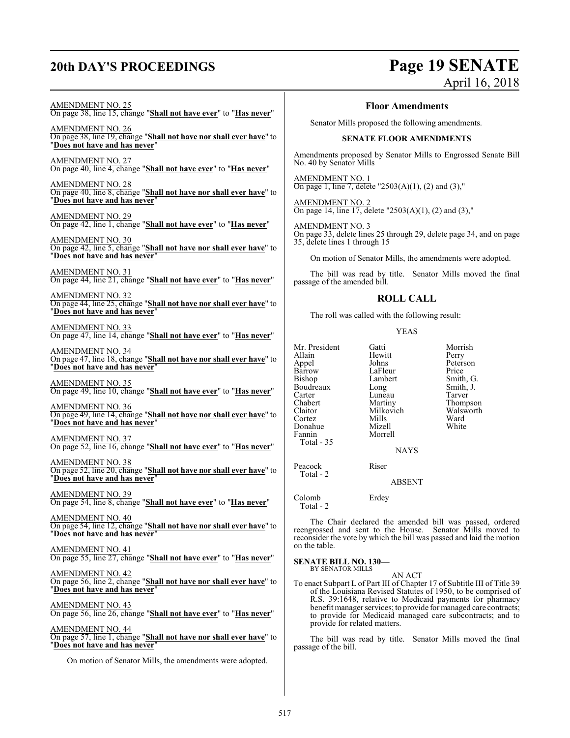AMENDMENT NO. 25
On page 38, line 15, change "**Shall not have ever**" to "**Has never**"

AMENDMENT NO. 26
On page 38, line 19, change "**Shall not have nor shall ever have**" to "**Does not have and has never**"

AMENDMENT NO. 27
On page 40, line 4, change "**Shall not have ever**" to "**Has never**"

AMENDMENT NO. 28
On page 40, line 8, change "**Shall not have nor shall ever have**" to "**Does not have and has never**"

AMENDMENT NO. 29
On page 42, line 1, change "**Shall not have ever**" to "**Has never**"

AMENDMENT NO. 30
On page 42, line 5, change "**Shall not have nor shall ever have**" to "**Does not have and has never**"

AMENDMENT NO. 31
On page 44, line 21, change "**Shall not have ever**" to "**Has never**"

AMENDMENT NO. 32
On page 44, line 25, change "**Shall not have nor shall ever have**" to "**Does not have and has never**"

AMENDMENT NO. 33
On page 47, line 14, change "**Shall not have ever**" to "**Has never**"

AMENDMENT NO. 34
On page 47, line 18, change "**Shall not have nor shall ever have**" to "**Does not have and has never**"

AMENDMENT NO. 35
On page 49, line 10, change "**Shall not have ever**" to "**Has never**"

AMENDMENT NO. 36
On page 49, line 14, change "**Shall not have nor shall ever have**" to "**Does not have and has never**"

AMENDMENT NO. 37
On page 52, line 16, change "**Shall not have ever**" to "**Has never**"

AMENDMENT NO. 38
On page 52, line 20, change "**Shall not have nor shall ever have**" to "**Does not have and has never**"

AMENDMENT NO. 39
On page 54, line 8, change "**Shall not have ever**" to "**Has never**"

AMENDMENT NO. 40
On page 54, line 12, change "**Shall not have nor shall ever have**" to "**Does not have and has never**"

AMENDMENT NO. 41
On page 55, line 27, change "**Shall not have ever**" to "**Has never**"

AMENDMENT NO. 42
On page 56, line 2, change "**Shall not have nor shall ever have**" to "**Does not have and has never**"

AMENDMENT NO. 43
On page 56, line 26, change "**Shall not have ever**" to "**Has never**"

AMENDMENT NO. 44
On page 57, line 1, change "**Shall not have nor shall ever have**" to "**Does not have and has never**"

On motion of Senator Mills, the amendments were adopted.

## Floor Amendments

Senator Mills proposed the following amendments.

### SENATE FLOOR AMENDMENTS

Amendments proposed by Senator Mills to Engrossed Senate Bill No. 40 by Senator Mills

AMENDMENT NO. 1
On page 1, line 7, delete "2503(A)(1), (2) and (3),"

AMENDMENT NO. 2
On page 14, line 17, delete "2503(A)(1), (2) and (3),"

AMENDMENT NO. 3
On page 33, delete lines 25 through 29, delete page 34, and on page 35, delete lines 1 through 15

On motion of Senator Mills, the amendments were adopted.

The bill was read by title. Senator Mills moved the final passage of the amended bill.

## ROLL CALL

The roll was called with the following result:

YEAS

| | | |
|---|---|---|
| Mr. President | Gatti | Morrish |
| Allain | Hewitt | Perry |
| Appel | Johns | Peterson |
| Barrow | LaFleur | Price |
| Bishop | Lambert | Smith, G. |
| Boudreaux | Long | Smith, J. |
| Carter | Luneau | Tarver |
| Chabert | Martiny | Thompson |
| Claitor | Milkovich | Walsworth |
| Cortez | Mills | Ward |
| Donahue | Mizell | White |
| Fannin | Morrell | |
| Total - 35 | | |

NAYS

| | |
|---|---|
| Peacock | Riser |
| Total - 2 | |

ABSENT

| | |
|---|---|
| Colomb | Erdey |
| Total - 2 | |

The Chair declared the amended bill was passed, ordered reengrossed and sent to the House. Senator Mills moved to reconsider the vote by which the bill was passed and laid the motion on the table.

**SENATE BILL NO. 130—**
BY SENATOR MILLS

AN ACT

To enact Subpart L of Part III of Chapter 17 of Subtitle III of Title 39 of the Louisiana Revised Statutes of 1950, to be comprised of R.S. 39:1648, relative to Medicaid payments for pharmacy benefit manager services; to provide for managed care contracts; to provide for Medicaid managed care subcontracts; and to provide for related matters.

The bill was read by title. Senator Mills moved the final passage of the bill.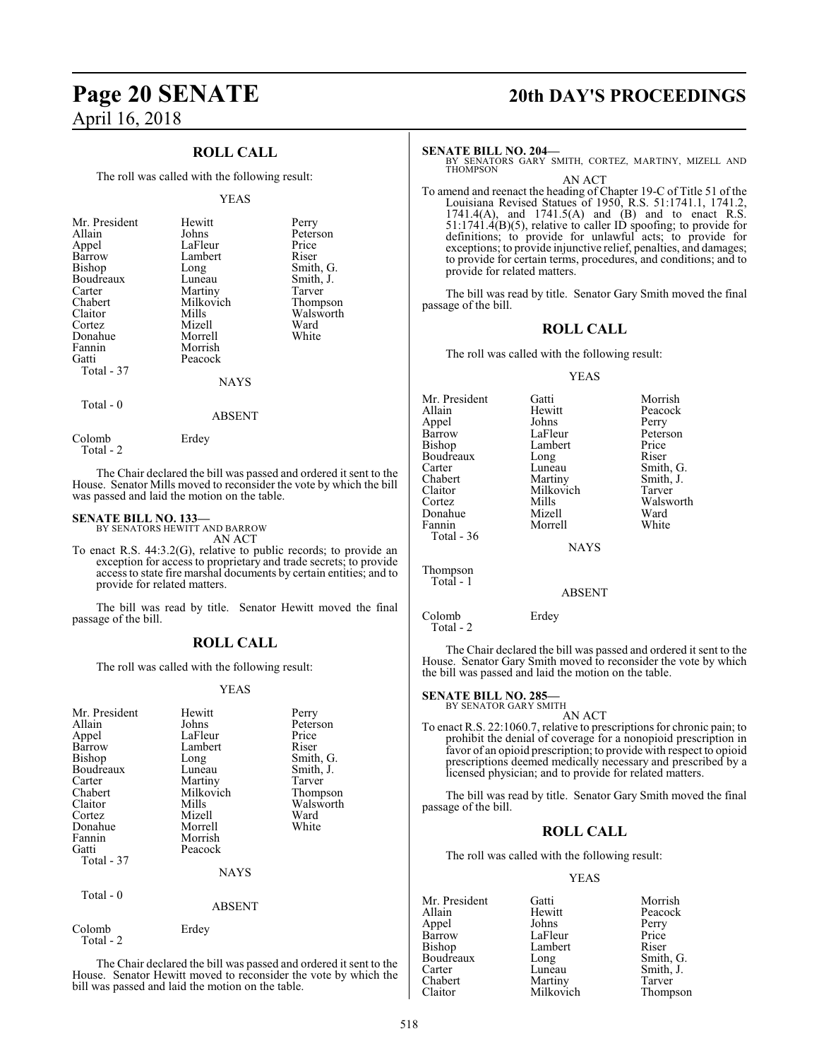## ROLL CALL

The roll was called with the following result:

YEAS

| | | |
|---|---|---|
| Mr. President | Hewitt | Perry |
| Allain | Johns | Peterson |
| Appel | LaFleur | Price |
| Barrow | Lambert | Riser |
| Bishop | Long | Smith, G. |
| Boudreaux | Luneau | Smith, J. |
| Carter | Martiny | Tarver |
| Chabert | Milkovich | Thompson |
| Claitor | Mills | Walsworth |
| Cortez | Mizell | Ward |
| Donahue | Morrell | White |
| Fannin | Morrish | |
| Gatti | Peacock | |
| Total - 37 | | |

NAYS

Total - 0

ABSENT

| | |
|---|---|
| Colomb | Erdey |
| Total - 2 | |

The Chair declared the bill was passed and ordered it sent to the House. Senator Mills moved to reconsider the vote by which the bill was passed and laid the motion on the table.

**SENATE BILL NO. 133—**
BY SENATORS HEWITT AND BARROW
AN ACT

To enact R.S. 44:3.2(G), relative to public records; to provide an exception for access to proprietary and trade secrets; to provide access to state fire marshal documents by certain entities; and to provide for related matters.

The bill was read by title. Senator Hewitt moved the final passage of the bill.

## ROLL CALL

The roll was called with the following result:

YEAS

| | | |
|---|---|---|
| Mr. President | Hewitt | Perry |
| Allain | Johns | Peterson |
| Appel | LaFleur | Price |
| Barrow | Lambert | Riser |
| Bishop | Long | Smith, G. |
| Boudreaux | Luneau | Smith, J. |
| Carter | Martiny | Tarver |
| Chabert | Milkovich | Thompson |
| Claitor | Mills | Walsworth |
| Cortez | Mizell | Ward |
| Donahue | Morrell | White |
| Fannin | Morrish | |
| Gatti | Peacock | |
| Total - 37 | | |

NAYS

Total - 0

ABSENT

| | |
|---|---|
| Colomb | Erdey |
| Total - 2 | |

The Chair declared the bill was passed and ordered it sent to the House. Senator Hewitt moved to reconsider the vote by which the bill was passed and laid the motion on the table.

**SENATE BILL NO. 204—**
BY SENATORS GARY SMITH, CORTEZ, MARTINY, MIZELL AND THOMPSON
AN ACT

To amend and reenact the heading of Chapter 19-C of Title 51 of the Louisiana Revised Statues of 1950, R.S. 51:1741.1, 1741.2, 1741.4(A), and 1741.5(A) and (B) and to enact R.S. 51:1741.4(B)(5), relative to caller ID spoofing; to provide for definitions; to provide for unlawful acts; to provide for exceptions; to provide injunctive relief, penalties, and damages; to provide for certain terms, procedures, and conditions; and to provide for related matters.

The bill was read by title. Senator Gary Smith moved the final passage of the bill.

## ROLL CALL

The roll was called with the following result:

YEAS

| | | |
|---|---|---|
| Mr. President | Gatti | Morrish |
| Allain | Hewitt | Peacock |
| Appel | Johns | Perry |
| Barrow | LaFleur | Peterson |
| Bishop | Lambert | Price |
| Boudreaux | Long | Riser |
| Carter | Luneau | Smith, G. |
| Chabert | Martiny | Smith, J. |
| Claitor | Milkovich | Tarver |
| Cortez | Mills | Walsworth |
| Donahue | Mizell | Ward |
| Fannin | Morrell | White |
| Total - 36 | | |

NAYS

Thompson
Total - 1

ABSENT

| | |
|---|---|
| Colomb | Erdey |
| Total - 2 | |

The Chair declared the bill was passed and ordered it sent to the House. Senator Gary Smith moved to reconsider the vote by which the bill was passed and laid the motion on the table.

**SENATE BILL NO. 285—**
BY SENATOR GARY SMITH
AN ACT

To enact R.S. 22:1060.7, relative to prescriptions for chronic pain; to prohibit the denial of coverage for a nonopioid prescription in favor of an opioid prescription; to provide with respect to opioid prescriptions deemed medically necessary and prescribed by a licensed physician; and to provide for related matters.

The bill was read by title. Senator Gary Smith moved the final passage of the bill.

## ROLL CALL

The roll was called with the following result:

YEAS

| | | |
|---|---|---|
| Mr. President | Gatti | Morrish |
| Allain | Hewitt | Peacock |
| Appel | Johns | Perry |
| Barrow | LaFleur | Price |
| Bishop | Lambert | Riser |
| Boudreaux | Long | Smith, G. |
| Carter | Luneau | Smith, J. |
| Chabert | Martiny | Tarver |
| Claitor | Milkovich | Thompson |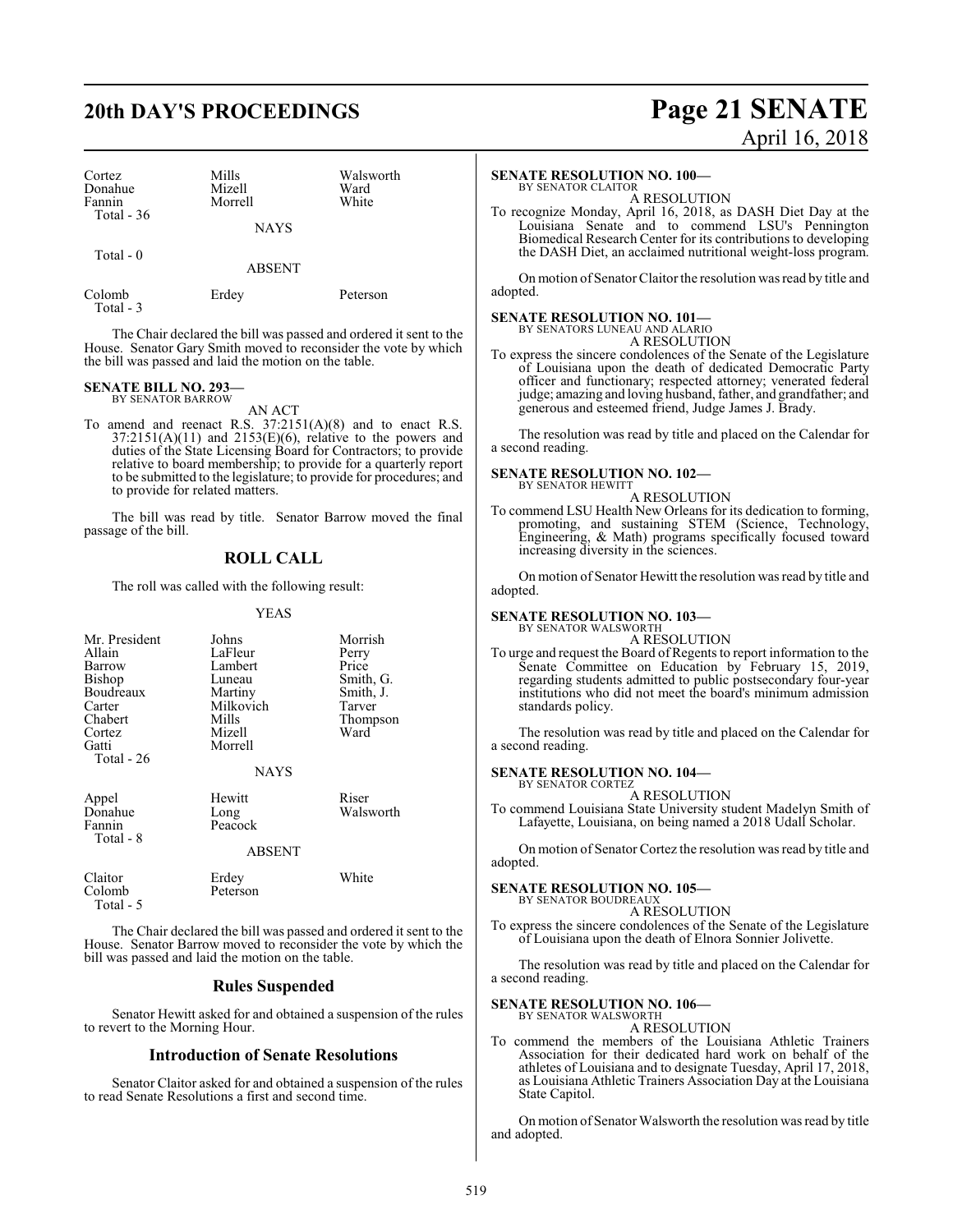| Cortez | Mills | Walsworth |
|---|---|---|
| Donahue | Mizell | Ward |
| Fannin | Morrell | White |
| Total - 36 | | |

NAYS

Total - 0

ABSENT

| Colomb | Erdey | Peterson |
|---|---|---|
| Total - 3 | | |

The Chair declared the bill was passed and ordered it sent to the House. Senator Gary Smith moved to reconsider the vote by which the bill was passed and laid the motion on the table.

**SENATE BILL NO. 293—**
BY SENATOR BARROW

AN ACT

To amend and reenact R.S. 37:2151(A)(8) and to enact R.S. 37:2151(A)(11) and 2153(E)(6), relative to the powers and duties of the State Licensing Board for Contractors; to provide relative to board membership; to provide for a quarterly report to be submitted to the legislature; to provide for procedures; and to provide for related matters.

The bill was read by title. Senator Barrow moved the final passage of the bill.

## ROLL CALL

The roll was called with the following result:

YEAS

| Mr. President | Johns | Morrish |
|---|---|---|
| Allain | LaFleur | Perry |
| Barrow | Lambert | Price |
| Bishop | Luneau | Smith, G. |
| Boudreaux | Martiny | Smith, J. |
| Carter | Milkovich | Tarver |
| Chabert | Mills | Thompson |
| Cortez | Mizell | Ward |
| Gatti | Morrell | |
| Total - 26 | | |

NAYS

| Appel | Hewitt | Riser |
|---|---|---|
| Donahue | Long | Walsworth |
| Fannin | Peacock | |
| Total - 8 | | |

ABSENT

| Claitor | Erdey | White |
|---|---|---|
| Colomb | Peterson | |
| Total - 5 | | |

The Chair declared the bill was passed and ordered it sent to the House. Senator Barrow moved to reconsider the vote by which the bill was passed and laid the motion on the table.

## Rules Suspended

Senator Hewitt asked for and obtained a suspension of the rules to revert to the Morning Hour.

## Introduction of Senate Resolutions

Senator Claitor asked for and obtained a suspension of the rules to read Senate Resolutions a first and second time.

**SENATE RESOLUTION NO. 100—**
BY SENATOR CLAITOR

A RESOLUTION

To recognize Monday, April 16, 2018, as DASH Diet Day at the Louisiana Senate and to commend LSU's Pennington Biomedical Research Center for its contributions to developing the DASH Diet, an acclaimed nutritional weight-loss program.

On motion of Senator Claitor the resolution was read by title and adopted.

**SENATE RESOLUTION NO. 101—**
BY SENATORS LUNEAU AND ALARIO

A RESOLUTION

To express the sincere condolences of the Senate of the Legislature of Louisiana upon the death of dedicated Democratic Party officer and functionary; respected attorney; venerated federal judge; amazing and loving husband, father, and grandfather; and generous and esteemed friend, Judge James J. Brady.

The resolution was read by title and placed on the Calendar for a second reading.

**SENATE RESOLUTION NO. 102—**
BY SENATOR HEWITT

A RESOLUTION

To commend LSU Health New Orleans for its dedication to forming, promoting, and sustaining STEM (Science, Technology, Engineering, & Math) programs specifically focused toward increasing diversity in the sciences.

On motion of Senator Hewitt the resolution was read by title and adopted.

**SENATE RESOLUTION NO. 103—**
BY SENATOR WALSWORTH

A RESOLUTION

To urge and request the Board of Regents to report information to the Senate Committee on Education by February 15, 2019, regarding students admitted to public postsecondary four-year institutions who did not meet the board's minimum admission standards policy.

The resolution was read by title and placed on the Calendar for a second reading.

**SENATE RESOLUTION NO. 104—**
BY SENATOR CORTEZ

A RESOLUTION

To commend Louisiana State University student Madelyn Smith of Lafayette, Louisiana, on being named a 2018 Udall Scholar.

On motion of Senator Cortez the resolution was read by title and adopted.

**SENATE RESOLUTION NO. 105—**
BY SENATOR BOUDREAUX

A RESOLUTION

To express the sincere condolences of the Senate of the Legislature of Louisiana upon the death of Elnora Sonnier Jolivette.

The resolution was read by title and placed on the Calendar for a second reading.

**SENATE RESOLUTION NO. 106—**
BY SENATOR WALSWORTH

A RESOLUTION

To commend the members of the Louisiana Athletic Trainers Association for their dedicated hard work on behalf of the athletes of Louisiana and to designate Tuesday, April 17, 2018, as Louisiana Athletic Trainers Association Day at the Louisiana State Capitol.

On motion of Senator Walsworth the resolution was read by title and adopted.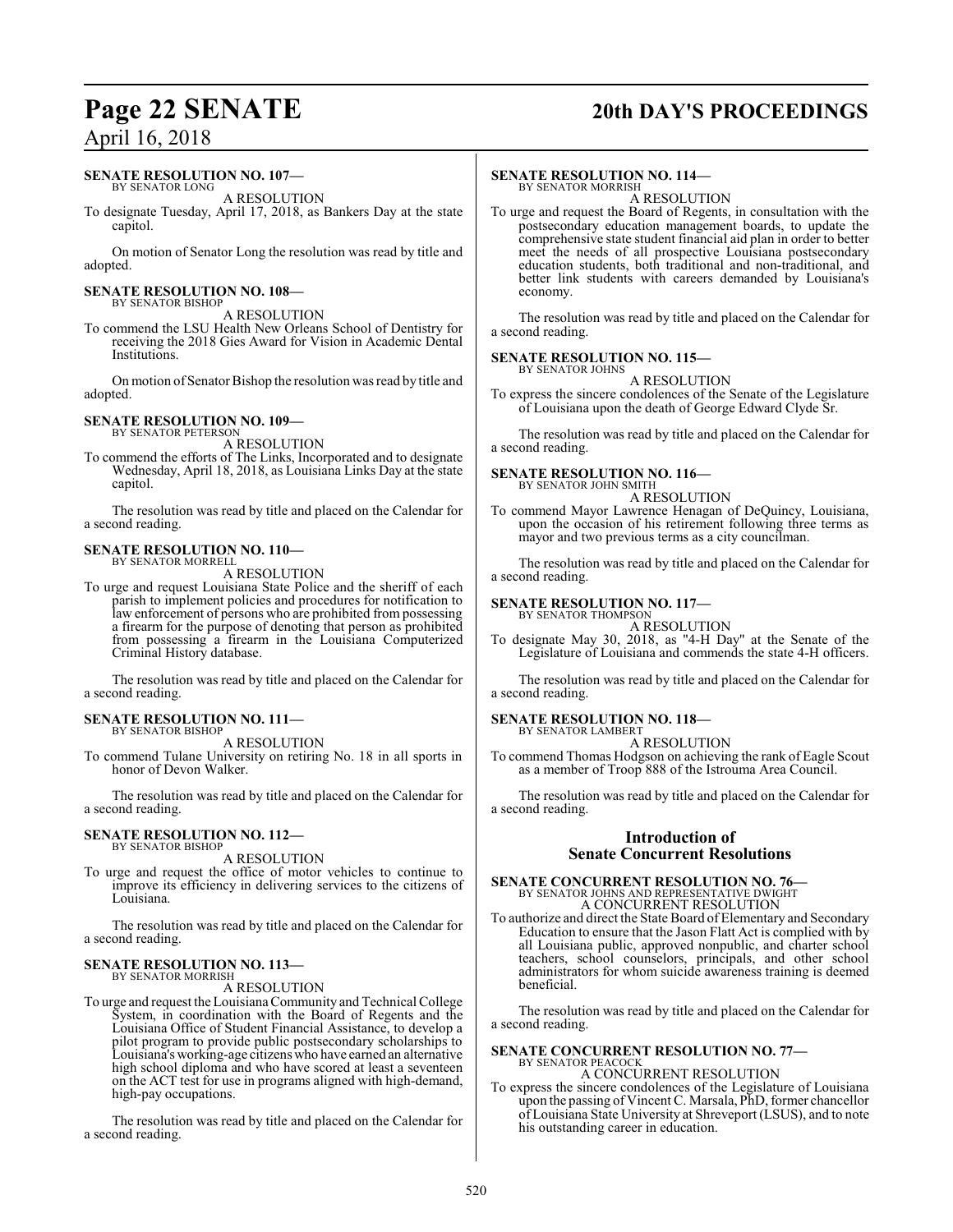**SENATE RESOLUTION NO. 107—**
BY SENATOR LONG

A RESOLUTION

To designate Tuesday, April 17, 2018, as Bankers Day at the state capitol.

On motion of Senator Long the resolution was read by title and adopted.

**SENATE RESOLUTION NO. 108—**
BY SENATOR BISHOP

A RESOLUTION

To commend the LSU Health New Orleans School of Dentistry for receiving the 2018 Gies Award for Vision in Academic Dental Institutions.

On motion of Senator Bishop the resolution was read by title and adopted.

**SENATE RESOLUTION NO. 109—**
BY SENATOR PETERSON

A RESOLUTION

To commend the efforts of The Links, Incorporated and to designate Wednesday, April 18, 2018, as Louisiana Links Day at the state capitol.

The resolution was read by title and placed on the Calendar for a second reading.

**SENATE RESOLUTION NO. 110—**
BY SENATOR MORRELL

A RESOLUTION

To urge and request Louisiana State Police and the sheriff of each parish to implement policies and procedures for notification to law enforcement of persons who are prohibited from possessing a firearm for the purpose of denoting that person as prohibited from possessing a firearm in the Louisiana Computerized Criminal History database.

The resolution was read by title and placed on the Calendar for a second reading.

**SENATE RESOLUTION NO. 111—**
BY SENATOR BISHOP

A RESOLUTION

To commend Tulane University on retiring No. 18 in all sports in honor of Devon Walker.

The resolution was read by title and placed on the Calendar for a second reading.

**SENATE RESOLUTION NO. 112—**
BY SENATOR BISHOP

A RESOLUTION

To urge and request the office of motor vehicles to continue to improve its efficiency in delivering services to the citizens of Louisiana.

The resolution was read by title and placed on the Calendar for a second reading.

**SENATE RESOLUTION NO. 113—**
BY SENATOR MORRISH

A RESOLUTION

To urge and request the Louisiana Community and Technical College System, in coordination with the Board of Regents and the Louisiana Office of Student Financial Assistance, to develop a pilot program to provide public postsecondary scholarships to Louisiana's working-age citizens who have earned an alternative high school diploma and who have scored at least a seventeen on the ACT test for use in programs aligned with high-demand, high-pay occupations.

The resolution was read by title and placed on the Calendar for a second reading.

**SENATE RESOLUTION NO. 114—**
BY SENATOR MORRISH

A RESOLUTION

To urge and request the Board of Regents, in consultation with the postsecondary education management boards, to update the comprehensive state student financial aid plan in order to better meet the needs of all prospective Louisiana postsecondary education students, both traditional and non-traditional, and better link students with careers demanded by Louisiana's economy.

The resolution was read by title and placed on the Calendar for a second reading.

**SENATE RESOLUTION NO. 115—**
BY SENATOR JOHNS

A RESOLUTION

To express the sincere condolences of the Senate of the Legislature of Louisiana upon the death of George Edward Clyde Sr.

The resolution was read by title and placed on the Calendar for a second reading.

**SENATE RESOLUTION NO. 116—**
BY SENATOR JOHN SMITH

A RESOLUTION

To commend Mayor Lawrence Henagan of DeQuincy, Louisiana, upon the occasion of his retirement following three terms as mayor and two previous terms as a city councilman.

The resolution was read by title and placed on the Calendar for a second reading.

**SENATE RESOLUTION NO. 117—**
BY SENATOR THOMPSON

A RESOLUTION

To designate May 30, 2018, as "4-H Day" at the Senate of the Legislature of Louisiana and commends the state 4-H officers.

The resolution was read by title and placed on the Calendar for a second reading.

**SENATE RESOLUTION NO. 118—**
BY SENATOR LAMBERT

A RESOLUTION

To commend Thomas Hodgson on achieving the rank of Eagle Scout as a member of Troop 888 of the Istrouma Area Council.

The resolution was read by title and placed on the Calendar for a second reading.

## Introduction of Senate Concurrent Resolutions

**SENATE CONCURRENT RESOLUTION NO. 76—**
BY SENATOR JOHNS AND REPRESENTATIVE DWIGHT

A CONCURRENT RESOLUTION

To authorize and direct the State Board of Elementary and Secondary Education to ensure that the Jason Flatt Act is complied with by all Louisiana public, approved nonpublic, and charter school teachers, school counselors, principals, and other school administrators for whom suicide awareness training is deemed beneficial.

The resolution was read by title and placed on the Calendar for a second reading.

**SENATE CONCURRENT RESOLUTION NO. 77—**
BY SENATOR PEACOCK

A CONCURRENT RESOLUTION

To express the sincere condolences of the Legislature of Louisiana upon the passing of Vincent C. Marsala, PhD, former chancellor of Louisiana State University at Shreveport (LSUS), and to note his outstanding career in education.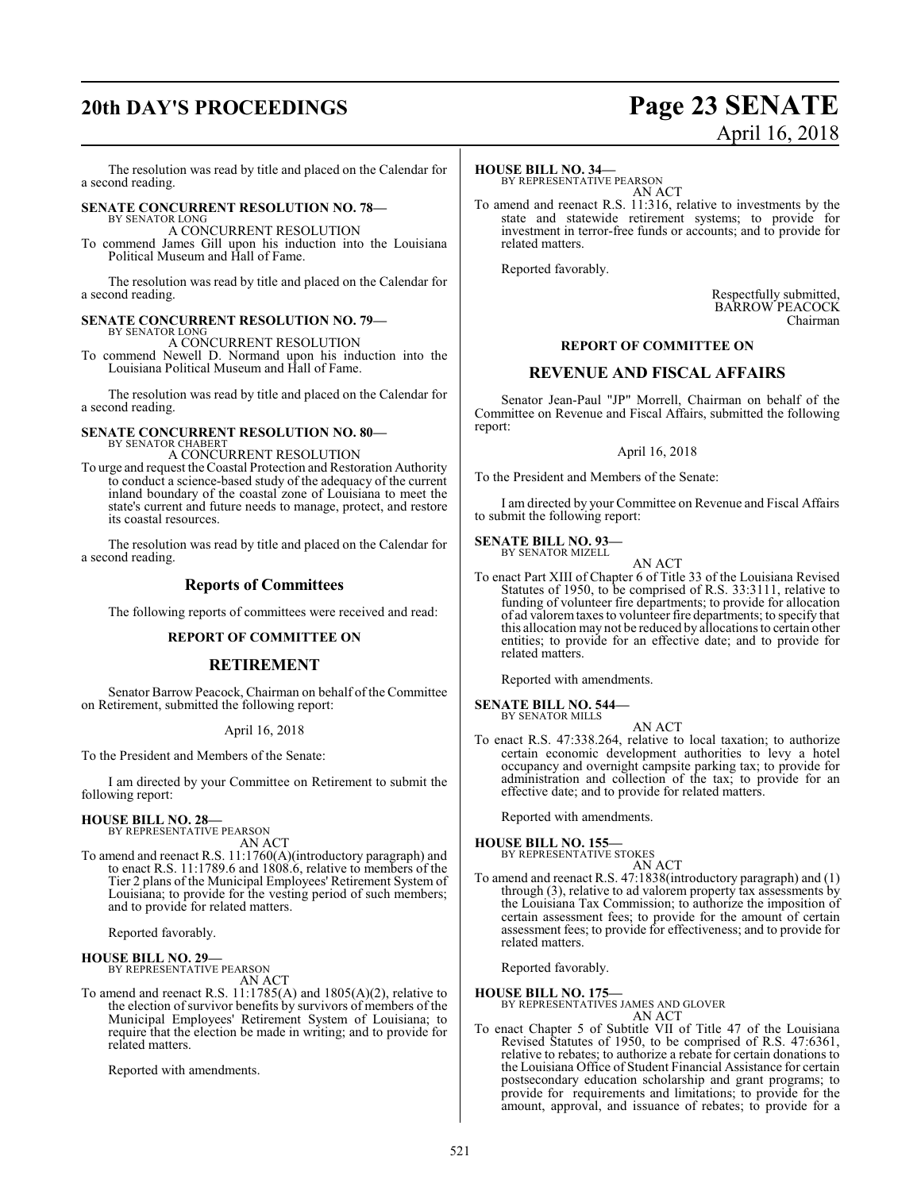The resolution was read by title and placed on the Calendar for a second reading.

**SENATE CONCURRENT RESOLUTION NO. 78—**
BY SENATOR LONG
A CONCURRENT RESOLUTION
To commend James Gill upon his induction into the Louisiana Political Museum and Hall of Fame.

The resolution was read by title and placed on the Calendar for a second reading.

**SENATE CONCURRENT RESOLUTION NO. 79—**
BY SENATOR LONG
A CONCURRENT RESOLUTION
To commend Newell D. Normand upon his induction into the Louisiana Political Museum and Hall of Fame.

The resolution was read by title and placed on the Calendar for a second reading.

**SENATE CONCURRENT RESOLUTION NO. 80—**
BY SENATOR CHABERT
A CONCURRENT RESOLUTION
To urge and request the Coastal Protection and Restoration Authority to conduct a science-based study of the adequacy of the current inland boundary of the coastal zone of Louisiana to meet the state's current and future needs to manage, protect, and restore its coastal resources.

The resolution was read by title and placed on the Calendar for a second reading.

## Reports of Committees

The following reports of committees were received and read:

### REPORT OF COMMITTEE ON

## RETIREMENT

Senator Barrow Peacock, Chairman on behalf of the Committee on Retirement, submitted the following report:

April 16, 2018

To the President and Members of the Senate:

I am directed by your Committee on Retirement to submit the following report:

**HOUSE BILL NO. 28—**
BY REPRESENTATIVE PEARSON
AN ACT
To amend and reenact R.S. 11:1760(A)(introductory paragraph) and to enact R.S. 11:1789.6 and 1808.6, relative to members of the Tier 2 plans of the Municipal Employees' Retirement System of Louisiana; to provide for the vesting period of such members; and to provide for related matters.

Reported favorably.

**HOUSE BILL NO. 29—**
BY REPRESENTATIVE PEARSON
AN ACT
To amend and reenact R.S. 11:1785(A) and 1805(A)(2), relative to the election of survivor benefits by survivors of members of the Municipal Employees' Retirement System of Louisiana; to require that the election be made in writing; and to provide for related matters.

Reported with amendments.

**HOUSE BILL NO. 34—**
BY REPRESENTATIVE PEARSON
AN ACT
To amend and reenact R.S. 11:316, relative to investments by the state and statewide retirement systems; to provide for investment in terror-free funds or accounts; and to provide for related matters.

Reported favorably.

Respectfully submitted,
BARROW PEACOCK
Chairman

### REPORT OF COMMITTEE ON

## REVENUE AND FISCAL AFFAIRS

Senator Jean-Paul "JP" Morrell, Chairman on behalf of the Committee on Revenue and Fiscal Affairs, submitted the following report:

April 16, 2018

To the President and Members of the Senate:

I am directed by your Committee on Revenue and Fiscal Affairs to submit the following report:

**SENATE BILL NO. 93—**
BY SENATOR MIZELL
AN ACT
To enact Part XIII of Chapter 6 of Title 33 of the Louisiana Revised Statutes of 1950, to be comprised of R.S. 33:3111, relative to funding of volunteer fire departments; to provide for allocation of ad valorem taxes to volunteer fire departments; to specify that this allocation may not be reduced by allocations to certain other entities; to provide for an effective date; and to provide for related matters.

Reported with amendments.

**SENATE BILL NO. 544—**
BY SENATOR MILLS
AN ACT
To enact R.S. 47:338.264, relative to local taxation; to authorize certain economic development authorities to levy a hotel occupancy and overnight campsite parking tax; to provide for administration and collection of the tax; to provide for an effective date; and to provide for related matters.

Reported with amendments.

**HOUSE BILL NO. 155—**
BY REPRESENTATIVE STOKES
AN ACT
To amend and reenact R.S. 47:1838(introductory paragraph) and (1) through (3), relative to ad valorem property tax assessments by the Louisiana Tax Commission; to authorize the imposition of certain assessment fees; to provide for the amount of certain assessment fees; to provide for effectiveness; and to provide for related matters.

Reported favorably.

**HOUSE BILL NO. 175—**
BY REPRESENTATIVES JAMES AND GLOVER
AN ACT
To enact Chapter 5 of Subtitle VII of Title 47 of the Louisiana Revised Statutes of 1950, to be comprised of R.S. 47:6361, relative to rebates; to authorize a rebate for certain donations to the Louisiana Office of Student Financial Assistance for certain postsecondary education scholarship and grant programs; to provide for requirements and limitations; to provide for the amount, approval, and issuance of rebates; to provide for a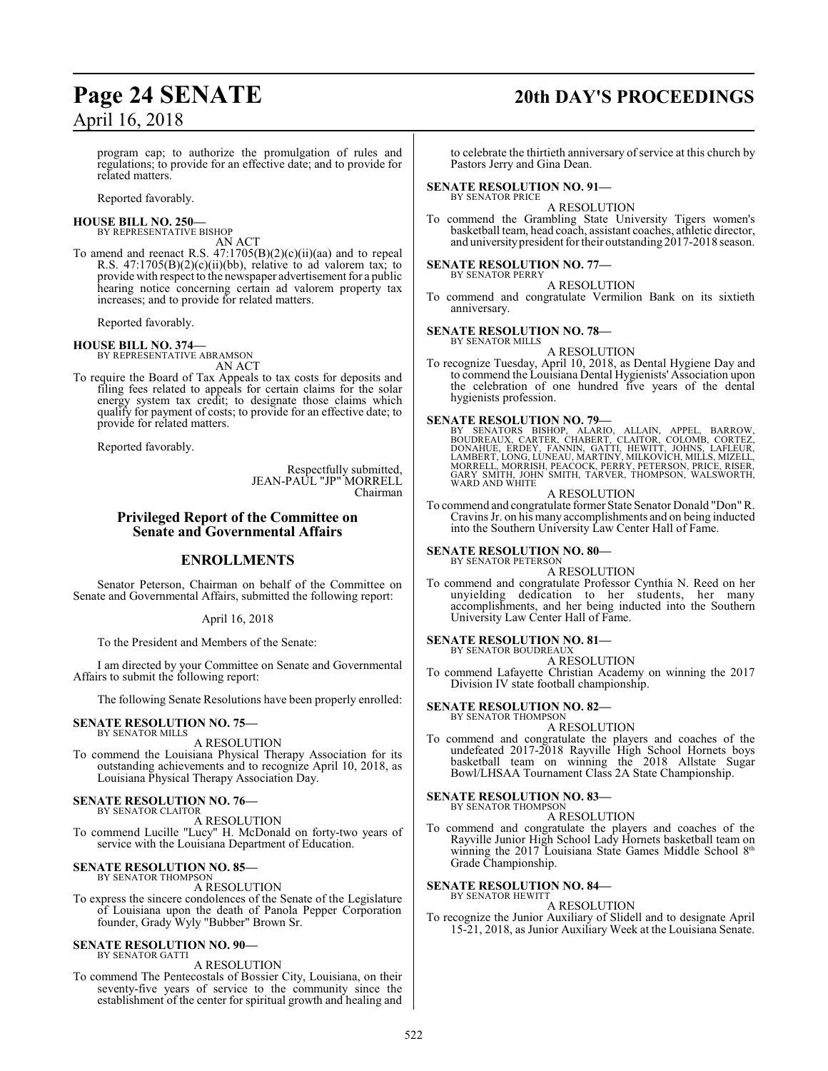program cap; to authorize the promulgation of rules and regulations; to provide for an effective date; and to provide for related matters.

Reported favorably.

**HOUSE BILL NO. 250—**
BY REPRESENTATIVE BISHOP
AN ACT

To amend and reenact R.S. 47:1705(B)(2)(c)(ii)(aa) and to repeal R.S. 47:1705(B)(2)(c)(ii)(bb), relative to ad valorem tax; to provide with respect to the newspaper advertisement for a public hearing notice concerning certain ad valorem property tax increases; and to provide for related matters.

Reported favorably.

**HOUSE BILL NO. 374—**
BY REPRESENTATIVE ABRAMSON
AN ACT

To require the Board of Tax Appeals to tax costs for deposits and filing fees related to appeals for certain claims for the solar energy system tax credit; to designate those claims which qualify for payment of costs; to provide for an effective date; to provide for related matters.

Reported favorably.

Respectfully submitted,
JEAN-PAUL "JP" MORRELL
Chairman

## Privileged Report of the Committee on Senate and Governmental Affairs

## ENROLLMENTS

Senator Peterson, Chairman on behalf of the Committee on Senate and Governmental Affairs, submitted the following report:

April 16, 2018

To the President and Members of the Senate:

I am directed by your Committee on Senate and Governmental Affairs to submit the following report:

The following Senate Resolutions have been properly enrolled:

**SENATE RESOLUTION NO. 75—**
BY SENATOR MILLS
A RESOLUTION

To commend the Louisiana Physical Therapy Association for its outstanding achievements and to recognize April 10, 2018, as Louisiana Physical Therapy Association Day.

**SENATE RESOLUTION NO. 76—**
BY SENATOR CLAITOR
A RESOLUTION

To commend Lucille "Lucy" H. McDonald on forty-two years of service with the Louisiana Department of Education.

**SENATE RESOLUTION NO. 85—**
BY SENATOR THOMPSON
A RESOLUTION

To express the sincere condolences of the Senate of the Legislature of Louisiana upon the death of Panola Pepper Corporation founder, Grady Wyly "Bubber" Brown Sr.

**SENATE RESOLUTION NO. 90—**
BY SENATOR GATTI
A RESOLUTION

To commend The Pentecostals of Bossier City, Louisiana, on their seventy-five years of service to the community since the establishment of the center for spiritual growth and healing and to celebrate the thirtieth anniversary of service at this church by Pastors Jerry and Gina Dean.

**SENATE RESOLUTION NO. 91—**
BY SENATOR PRICE
A RESOLUTION

To commend the Grambling State University Tigers women's basketball team, head coach, assistant coaches, athletic director, and university president for their outstanding 2017-2018 season.

**SENATE RESOLUTION NO. 77—**
BY SENATOR PERRY
A RESOLUTION

To commend and congratulate Vermilion Bank on its sixtieth anniversary.

**SENATE RESOLUTION NO. 78—**
BY SENATOR MILLS
A RESOLUTION

To recognize Tuesday, April 10, 2018, as Dental Hygiene Day and to commend the Louisiana Dental Hygienists' Association upon the celebration of one hundred five years of the dental hygienists profession.

**SENATE RESOLUTION NO. 79—**
BY SENATORS BISHOP, ALARIO, ALLAIN, APPEL, BARROW, BOUDREAUX, CARTER, CHABERT, CLAITOR, COLOMB, CORTEZ, DONAHUE, ERDEY, FANNIN, GATTI, HEWITT, JOHNS, LAFLEUR, LAMBERT, LONG, LUNEAU, MARTINY, MILKOVICH, MILLS, MIZELL, MORRELL, MORRISH, PEACOCK, PERRY, PETERSON, PRICE, RISER, GARY SMITH, JOHN SMITH, TARVER, THOMPSON, WALSWORTH, WARD AND WHITE
A RESOLUTION

To commend and congratulate former State Senator Donald "Don" R. Cravins Jr. on his many accomplishments and on being inducted into the Southern University Law Center Hall of Fame.

**SENATE RESOLUTION NO. 80—**
BY SENATOR PETERSON
A RESOLUTION

To commend and congratulate Professor Cynthia N. Reed on her unyielding dedication to her students, her many accomplishments, and her being inducted into the Southern University Law Center Hall of Fame.

**SENATE RESOLUTION NO. 81—**
BY SENATOR BOUDREAUX
A RESOLUTION

To commend Lafayette Christian Academy on winning the 2017 Division IV state football championship.

**SENATE RESOLUTION NO. 82—**
BY SENATOR THOMPSON
A RESOLUTION

To commend and congratulate the players and coaches of the undefeated 2017-2018 Rayville High School Hornets boys basketball team on winning the 2018 Allstate Sugar Bowl/LHSAA Tournament Class 2A State Championship.

**SENATE RESOLUTION NO. 83—**
BY SENATOR THOMPSON
A RESOLUTION

To commend and congratulate the players and coaches of the Rayville Junior High School Lady Hornets basketball team on winning the 2017 Louisiana State Games Middle School 8th Grade Championship.

**SENATE RESOLUTION NO. 84—**
BY SENATOR HEWITT
A RESOLUTION

To recognize the Junior Auxiliary of Slidell and to designate April 15-21, 2018, as Junior Auxiliary Week at the Louisiana Senate.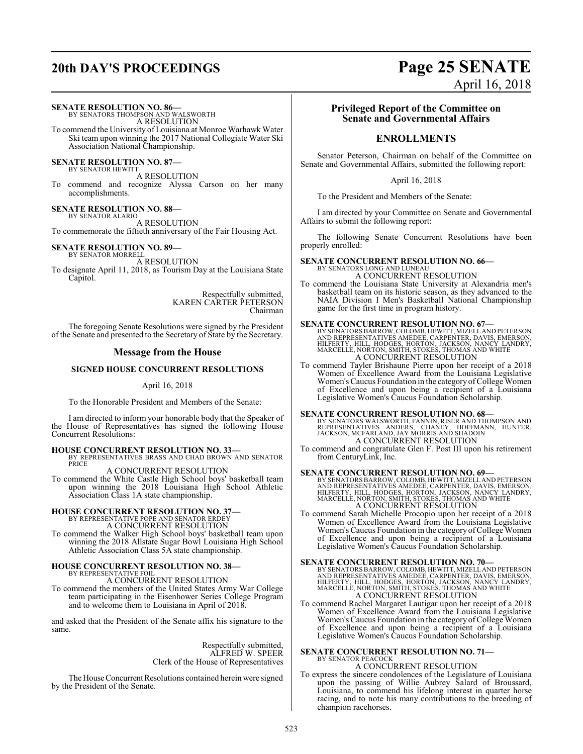**SENATE RESOLUTION NO. 86—**
BY SENATORS THOMPSON AND WALSWORTH
A RESOLUTION
To commend the University of Louisiana at Monroe Warhawk Water Ski team upon winning the 2017 National Collegiate Water Ski Association National Championship.

**SENATE RESOLUTION NO. 87—**
BY SENATOR HEWITT
A RESOLUTION
To commend and recognize Alyssa Carson on her many accomplishments.

**SENATE RESOLUTION NO. 88—**
BY SENATOR ALARIO
A RESOLUTION
To commemorate the fiftieth anniversary of the Fair Housing Act.

**SENATE RESOLUTION NO. 89—**
BY SENATOR MORRELL
A RESOLUTION
To designate April 11, 2018, as Tourism Day at the Louisiana State Capitol.

Respectfully submitted,
KAREN CARTER PETERSON
Chairman

The foregoing Senate Resolutions were signed by the President of the Senate and presented to the Secretary of State by the Secretary.

## Message from the House

### SIGNED HOUSE CONCURRENT RESOLUTIONS

April 16, 2018

To the Honorable President and Members of the Senate:

I am directed to inform your honorable body that the Speaker of the House of Representatives has signed the following House Concurrent Resolutions:

**HOUSE CONCURRENT RESOLUTION NO. 33—**
BY REPRESENTATIVES BRASS AND CHAD BROWN AND SENATOR PRICE
A CONCURRENT RESOLUTION
To commend the White Castle High School boys' basketball team upon winning the 2018 Louisiana High School Athletic Association Class 1A state championship.

**HOUSE CONCURRENT RESOLUTION NO. 37—**
BY REPRESENTATIVE POPE AND SENATOR ERDEY
A CONCURRENT RESOLUTION
To commend the Walker High School boys' basketball team upon winning the 2018 Allstate Sugar Bowl Louisiana High School Athletic Association Class 5A state championship.

**HOUSE CONCURRENT RESOLUTION NO. 38—**
BY REPRESENTATIVE FOIL
A CONCURRENT RESOLUTION
To commend the members of the United States Army War College team participating in the Eisenhower Series College Program and to welcome them to Louisiana in April of 2018.

and asked that the President of the Senate affix his signature to the same.

Respectfully submitted,
ALFRED W. SPEER
Clerk of the House of Representatives

The House Concurrent Resolutions contained herein were signed by the President of the Senate.

## Privileged Report of the Committee on Senate and Governmental Affairs

### ENROLLMENTS

Senator Peterson, Chairman on behalf of the Committee on Senate and Governmental Affairs, submitted the following report:

April 16, 2018

To the President and Members of the Senate:

I am directed by your Committee on Senate and Governmental Affairs to submit the following report:

The following Senate Concurrent Resolutions have been properly enrolled:

**SENATE CONCURRENT RESOLUTION NO. 66—**
BY SENATORS LONG AND LUNEAU
A CONCURRENT RESOLUTION
To commend the Louisiana State University at Alexandria men's basketball team on its historic season, as they advanced to the NAIA Division I Men's Basketball National Championship game for the first time in program history.

**SENATE CONCURRENT RESOLUTION NO. 67—**
BY SENATORS BARROW, COLOMB, HEWITT, MIZELL AND PETERSON AND REPRESENTATIVES AMEDEE, CARPENTER, DAVIS, EMERSON, HILFERTY, HILL, HODGES, HORTON, JACKSON, NANCY LANDRY, MARCELLE, NORTON, SMITH, STOKES, THOMAS AND WHITE
A CONCURRENT RESOLUTION
To commend Tayler Brishaune Pierre upon her receipt of a 2018 Women of Excellence Award from the Louisiana Legislative Women's Caucus Foundation in the category of College Women of Excellence and upon being a recipient of a Louisiana Legislative Women's Caucus Foundation Scholarship.

**SENATE CONCURRENT RESOLUTION NO. 68—**
BY SENATORS WALSWORTH, FANNIN, RISER AND THOMPSON AND REPRESENTATIVES ANDERS, CHANEY, HOFFMANN, HUNTER, JACKSON, MCFARLAND, JAY MORRIS AND SHADOIN
A CONCURRENT RESOLUTION
To commend and congratulate Glen F. Post III upon his retirement from CenturyLink, Inc.

**SENATE CONCURRENT RESOLUTION NO. 69—**
BY SENATORS BARROW, COLOMB, HEWITT, MIZELL AND PETERSON AND REPRESENTATIVES AMEDEE, CARPENTER, DAVIS, EMERSON, HILFERTY, HILL, HODGES, HORTON, JACKSON, NANCY LANDRY, MARCELLE, NORTON, SMITH, STOKES, THOMAS AND WHITE
A CONCURRENT RESOLUTION
To commend Sarah Michelle Procopio upon her receipt of a 2018 Women of Excellence Award from the Louisiana Legislative Women's Caucus Foundation in the category of College Women of Excellence and upon being a recipient of a Louisiana Legislative Women's Caucus Foundation Scholarship.

**SENATE CONCURRENT RESOLUTION NO. 70—**
BY SENATORS BARROW, COLOMB, HEWITT, MIZELL AND PETERSON AND REPRESENTATIVES AMEDEE, CARPENTER, DAVIS, EMERSON, HILFERTY, HILL, HODGES, HORTON, JACKSON, NANCY LANDRY, MARCELLE, NORTON, SMITH, STOKES, THOMAS AND WHITE
A CONCURRENT RESOLUTION
To commend Rachel Margaret Lautigar upon her receipt of a 2018 Women of Excellence Award from the Louisiana Legislative Women's Caucus Foundation in the category of College Women of Excellence and upon being a recipient of a Louisiana Legislative Women's Caucus Foundation Scholarship.

**SENATE CONCURRENT RESOLUTION NO. 71—**
BY SENATOR PEACOCK
A CONCURRENT RESOLUTION
To express the sincere condolences of the Legislature of Louisiana upon the passing of Willie Aubrey Salard of Broussard, Louisiana, to commend his lifelong interest in quarter horse racing, and to note his many contributions to the breeding of champion racehorses.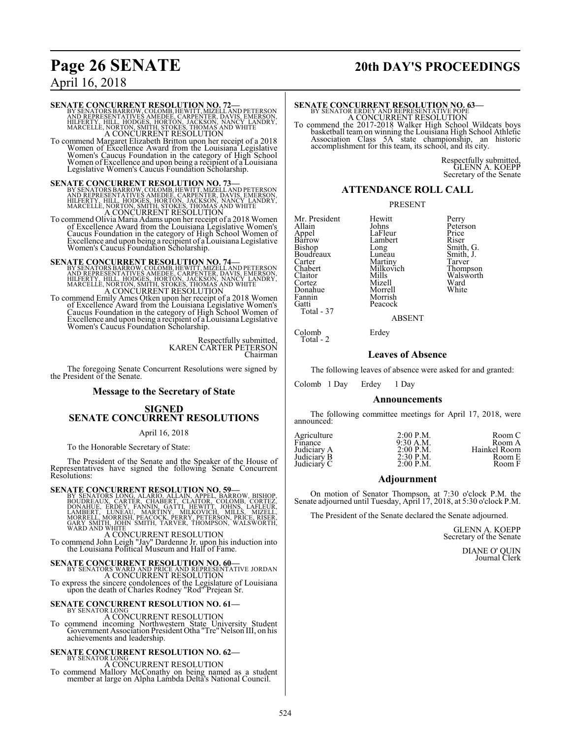**SENATE CONCURRENT RESOLUTION NO. 72—**
BY SENATORS BARROW, COLOMB, HEWITT, MIZELL AND PETERSON AND REPRESENTATIVES AMEDEE, CARPENTER, DAVIS, EMERSON, HILFERTY, HILL, HODGES, HORTON, JACKSON, NANCY LANDRY, MARCELLE, NORTON, SMITH, STOKES, THOMAS AND WHITE
A CONCURRENT RESOLUTION

To commend Margaret Elizabeth Britton upon her receipt of a 2018 Women of Excellence Award from the Louisiana Legislative Women's Caucus Foundation in the category of High School Women of Excellence and upon being a recipient of a Louisiana Legislative Women's Caucus Foundation Scholarship.

**SENATE CONCURRENT RESOLUTION NO. 73—**
BY SENATORS BARROW, COLOMB, HEWITT, MIZELL AND PETERSON AND REPRESENTATIVES AMEDEE, CARPENTER, DAVIS, EMERSON, HILFERTY, HILL, HODGES, HORTON, JACKSON, NANCY LANDRY, MARCELLE, NORTON, SMITH, STOKES, THOMAS AND WHITE
A CONCURRENT RESOLUTION

To commend Olivia Maria Adams upon her receipt of a 2018 Women of Excellence Award from the Louisiana Legislative Women's Caucus Foundation in the category of High School Women of Excellence and upon being a recipient of a Louisiana Legislative Women's Caucus Foundation Scholarship.

**SENATE CONCURRENT RESOLUTION NO. 74—**
BY SENATORS BARROW, COLOMB, HEWITT, MIZELL AND PETERSON AND REPRESENTATIVES AMEDEE, CARPENTER, DAVIS, EMERSON, HILFERTY, HILL, HODGES, HORTON, JACKSON, NANCY LANDRY, MARCELLE, NORTON, SMITH, STOKES, THOMAS AND WHITE
A CONCURRENT RESOLUTION

To commend Emily Ames Otken upon her receipt of a 2018 Women of Excellence Award from the Louisiana Legislative Women's Caucus Foundation in the category of High School Women of Excellence and upon being a recipient of a Louisiana Legislative Women's Caucus Foundation Scholarship.

Respectfully submitted,
KAREN CARTER PETERSON
Chairman

The foregoing Senate Concurrent Resolutions were signed by the President of the Senate.

## Message to the Secretary of State

## SIGNED SENATE CONCURRENT RESOLUTIONS

April 16, 2018

To the Honorable Secretary of State:

The President of the Senate and the Speaker of the House of Representatives have signed the following Senate Concurrent Resolutions:

**SENATE CONCURRENT RESOLUTION NO. 59—**
BY SENATORS LONG, ALARIO, ALLAIN, APPEL, BARROW, BISHOP, BOUDREAUX, CARTER, CHABERT, CLAITOR, COLOMB, CORTEZ, DONAHUE, ERDEY, FANNIN, GATTI, HEWITT, JOHNS, LAFLEUR, LAMBERT, LUNEAU, MARTINY, MILKOVICH, MILLS, MIZELL, MORRELL, MORRISH, PEACOCK, PERRY, PETERSON, PRICE, RISER, GARY SMITH, JOHN SMITH, TARVER, THOMPSON, WALSWORTH, WARD AND WHITE
A CONCURRENT RESOLUTION

To commend John Leigh "Jay" Dardenne Jr. upon his induction into the Louisiana Political Museum and Hall of Fame.

**SENATE CONCURRENT RESOLUTION NO. 60—**
BY SENATORS WARD AND PRICE AND REPRESENTATIVE JORDAN
A CONCURRENT RESOLUTION

To express the sincere condolences of the Legislature of Louisiana upon the death of Charles Rodney "Rod" Prejean Sr.

**SENATE CONCURRENT RESOLUTION NO. 61—**
BY SENATOR LONG
A CONCURRENT RESOLUTION

To commend incoming Northwestern State University Student Government Association President Otha "Tre" Nelson III, on his achievements and leadership.

**SENATE CONCURRENT RESOLUTION NO. 62—**
BY SENATOR LONG
A CONCURRENT RESOLUTION

To commend Mallory McConathy on being named as a student member at large on Alpha Lambda Delta's National Council.

**SENATE CONCURRENT RESOLUTION NO. 63—**
BY SENATOR ERDEY AND REPRESENTATIVE POPE
A CONCURRENT RESOLUTION

To commend the 2017-2018 Walker High School Wildcats boys basketball team on winning the Louisiana High School Athletic Association Class 5A state championship, an historic accomplishment for this team, its school, and its city.

Respectfully submitted,
GLENN A. KOEPP
Secretary of the Senate

## ATTENDANCE ROLL CALL

PRESENT

| | | |
|---|---|---|
| Mr. President | Hewitt | Perry |
| Allain | Johns | Peterson |
| Appel | LaFleur | Price |
| Barrow | Lambert | Riser |
| Bishop | Long | Smith, G. |
| Boudreaux | Luneau | Smith, J. |
| Carter | Martiny | Tarver |
| Chabert | Milkovich | Thompson |
| Claitor | Mills | Walsworth |
| Cortez | Mizell | Ward |
| Donahue | Morrell | White |
| Fannin | Morrish | |
| Gatti | Peacock | |

Total - 37

ABSENT

| | |
|---|---|
| Colomb | Erdey |

Total - 2

## Leaves of Absence

The following leaves of absence were asked for and granted:

Colomb 1 Day Erdey 1 Day

## Announcements

The following committee meetings for April 17, 2018, were announced:

| | | |
|---|---|---|
| Agriculture | 2:00 P.M. | Room C |
| Finance | 9:30 A.M. | Room A |
| Judiciary A | 2:00 P.M. | Hainkel Room |
| Judiciary B | 2:30 P.M. | Room E |
| Judiciary C | 2:00 P.M. | Room F |

## Adjournment

On motion of Senator Thompson, at 7:30 o'clock P.M. the Senate adjourned until Tuesday, April 17, 2018, at 5:30 o'clock P.M.

The President of the Senate declared the Senate adjourned.

GLENN A. KOEPP
Secretary of the Senate

DIANE O' QUIN
Journal Clerk